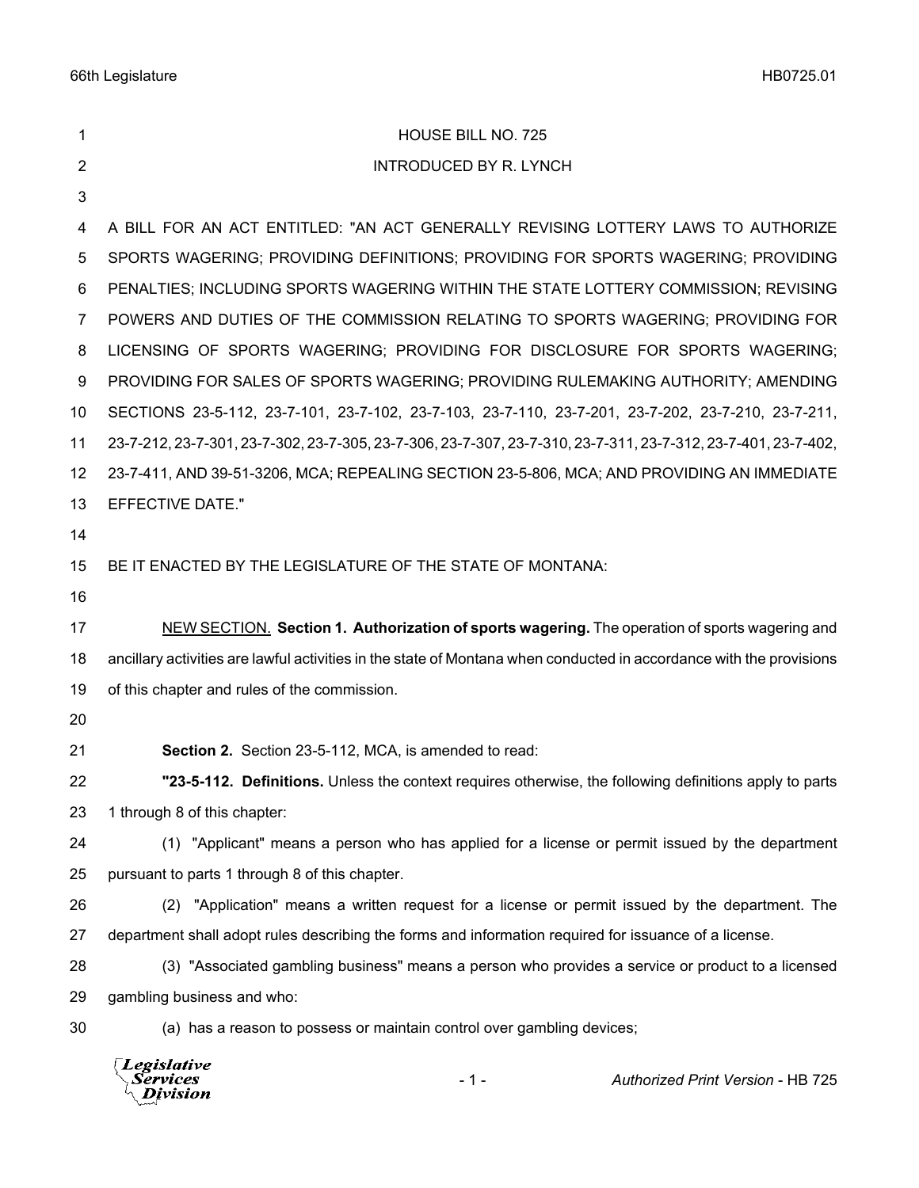HOUSE BILL NO. 725

INTRODUCED BY R. LYNCH

A BILL FOR AN ACT ENTITLED: "AN ACT GENERALLY REVISING LOTTERY LAWS TO AUTHORIZE SPORTS WAGERING; PROVIDING DEFINITIONS; PROVIDING FOR SPORTS WAGERING; PROVIDING PENALTIES; INCLUDING SPORTS WAGERING WITHIN THE STATE LOTTERY COMMISSION; REVISING POWERS AND DUTIES OF THE COMMISSION RELATING TO SPORTS WAGERING; PROVIDING FOR LICENSING OF SPORTS WAGERING; PROVIDING FOR DISCLOSURE FOR SPORTS WAGERING; PROVIDING FOR SALES OF SPORTS WAGERING; PROVIDING RULEMAKING AUTHORITY; AMENDING SECTIONS 23-5-112, 23-7-101, 23-7-102, 23-7-103, 23-7-110, 23-7-201, 23-7-202, 23-7-210, 23-7-211, 23-7-212, 23-7-301, 23-7-302, 23-7-305, 23-7-306, 23-7-307, 23-7-310, 23-7-311, 23-7-312, 23-7-401, 23-7-402, 23-7-411, AND 39-51-3206, MCA; REPEALING SECTION 23-5-806, MCA; AND PROVIDING AN IMMEDIATE EFFECTIVE DATE."

BE IT ENACTED BY THE LEGISLATURE OF THE STATE OF MONTANA:

NEW SECTION. **Section 1. Authorization of sports wagering.** The operation of sports wagering and ancillary activities are lawful activities in the state of Montana when conducted in accordance with the provisions of this chapter and rules of the commission.

**Section 2.** Section 23-5-112, MCA, is amended to read:

**"23-5-112. Definitions.** Unless the context requires otherwise, the following definitions apply to parts 1 through 8 of this chapter:

(1) "Applicant" means a person who has applied for a license or permit issued by the department pursuant to parts 1 through 8 of this chapter.

(2) "Application" means a written request for a license or permit issued by the department. The department shall adopt rules describing the forms and information required for issuance of a license.

(3) "Associated gambling business" means a person who provides a service or product to a licensed gambling business and who:

(a) has a reason to possess or maintain control over gambling devices;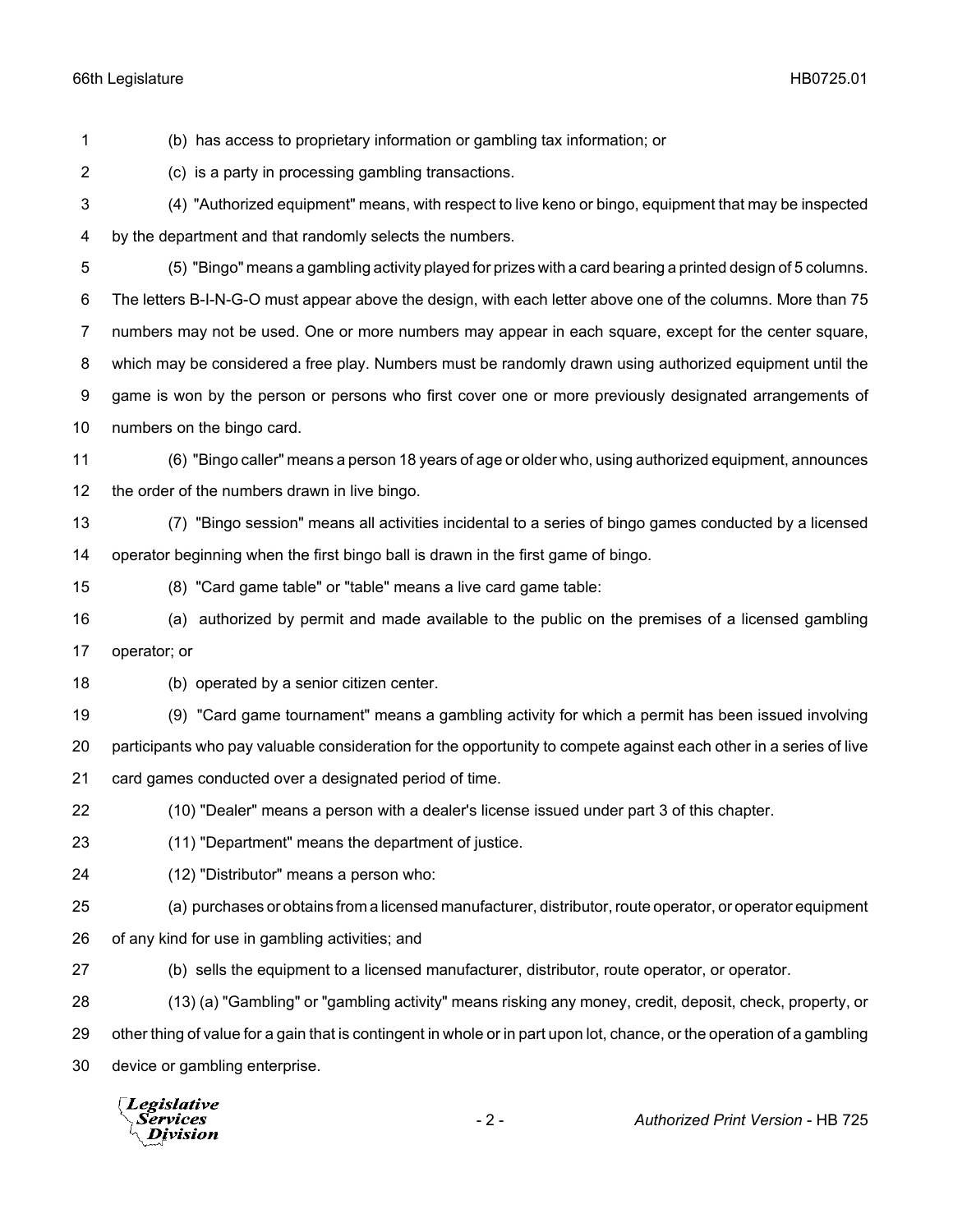(b) has access to proprietary information or gambling tax information; or

(c) is a party in processing gambling transactions.

(4) "Authorized equipment" means, with respect to live keno or bingo, equipment that may be inspected by the department and that randomly selects the numbers.

(5) "Bingo" means a gambling activity played for prizes with a card bearing a printed design of 5 columns. The letters B-I-N-G-O must appear above the design, with each letter above one of the columns. More than 75 numbers may not be used. One or more numbers may appear in each square, except for the center square, which may be considered a free play. Numbers must be randomly drawn using authorized equipment until the game is won by the person or persons who first cover one or more previously designated arrangements of numbers on the bingo card.

(6) "Bingo caller" means a person 18 years of age or older who, using authorized equipment, announces the order of the numbers drawn in live bingo.

(7) "Bingo session" means all activities incidental to a series of bingo games conducted by a licensed operator beginning when the first bingo ball is drawn in the first game of bingo.

(8) "Card game table" or "table" means a live card game table:

(a) authorized by permit and made available to the public on the premises of a licensed gambling operator; or

(b) operated by a senior citizen center.

(9) "Card game tournament" means a gambling activity for which a permit has been issued involving participants who pay valuable consideration for the opportunity to compete against each other in a series of live card games conducted over a designated period of time.

(10) "Dealer" means a person with a dealer's license issued under part 3 of this chapter.

(11) "Department" means the department of justice.

(12) "Distributor" means a person who:

(a) purchases or obtains from a licensed manufacturer, distributor, route operator, or operator equipment of any kind for use in gambling activities; and

(b) sells the equipment to a licensed manufacturer, distributor, route operator, or operator.

(13) (a) "Gambling" or "gambling activity" means risking any money, credit, deposit, check, property, or other thing of value for a gain that is contingent in whole or in part upon lot, chance, or the operation of a gambling device or gambling enterprise.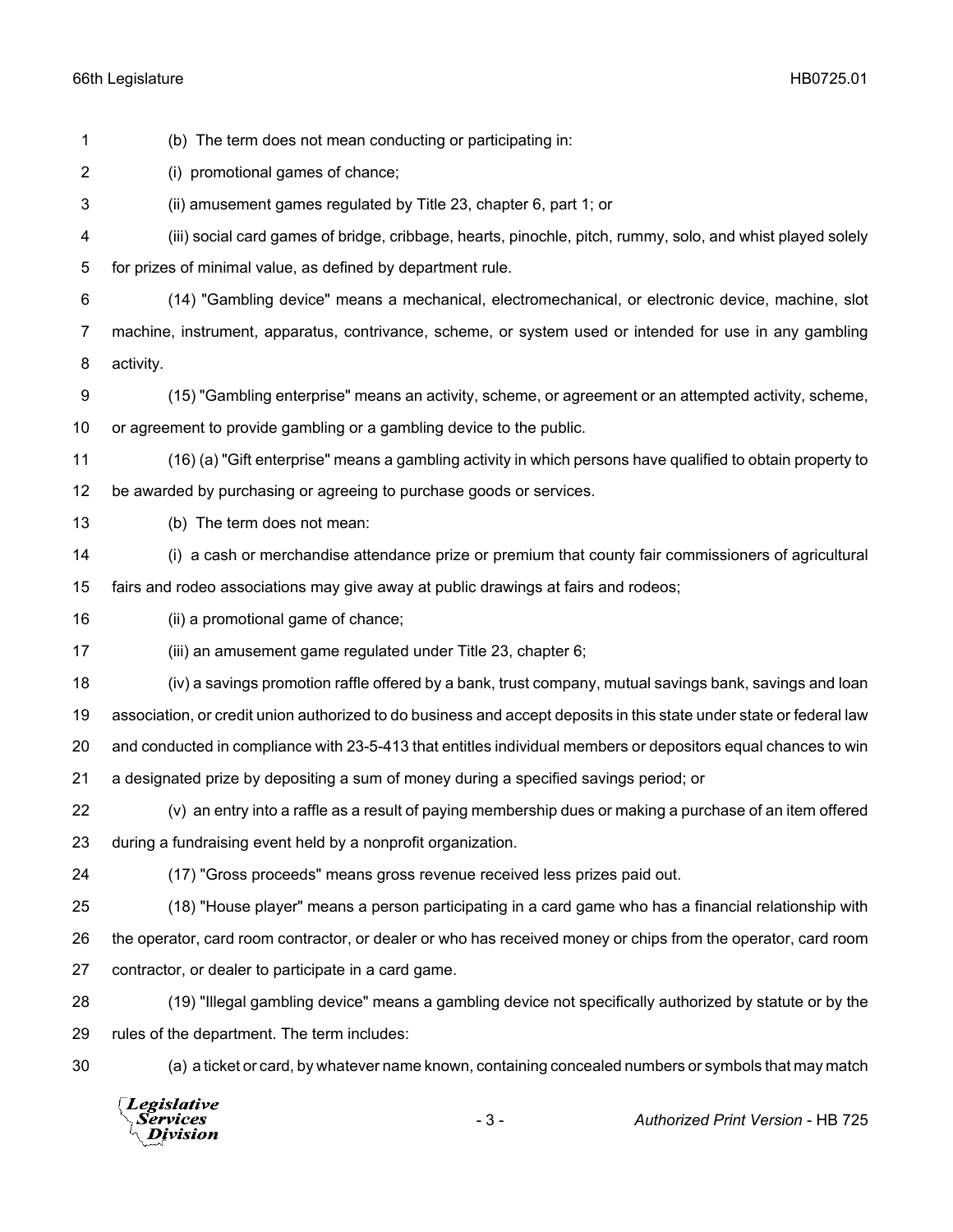(b) The term does not mean conducting or participating in:

(i) promotional games of chance;

(ii) amusement games regulated by Title 23, chapter 6, part 1; or

(iii) social card games of bridge, cribbage, hearts, pinochle, pitch, rummy, solo, and whist played solely for prizes of minimal value, as defined by department rule.

(14) "Gambling device" means a mechanical, electromechanical, or electronic device, machine, slot machine, instrument, apparatus, contrivance, scheme, or system used or intended for use in any gambling activity.

(15) "Gambling enterprise" means an activity, scheme, or agreement or an attempted activity, scheme, or agreement to provide gambling or a gambling device to the public.

(16) (a) "Gift enterprise" means a gambling activity in which persons have qualified to obtain property to be awarded by purchasing or agreeing to purchase goods or services.

(b) The term does not mean:

(i) a cash or merchandise attendance prize or premium that county fair commissioners of agricultural fairs and rodeo associations may give away at public drawings at fairs and rodeos;

(ii) a promotional game of chance;

(iii) an amusement game regulated under Title 23, chapter 6;

(iv) a savings promotion raffle offered by a bank, trust company, mutual savings bank, savings and loan association, or credit union authorized to do business and accept deposits in this state under state or federal law and conducted in compliance with 23-5-413 that entitles individual members or depositors equal chances to win a designated prize by depositing a sum of money during a specified savings period; or

(v) an entry into a raffle as a result of paying membership dues or making a purchase of an item offered during a fundraising event held by a nonprofit organization.

(17) "Gross proceeds" means gross revenue received less prizes paid out.

(18) "House player" means a person participating in a card game who has a financial relationship with the operator, card room contractor, or dealer or who has received money or chips from the operator, card room contractor, or dealer to participate in a card game.

(19) "Illegal gambling device" means a gambling device not specifically authorized by statute or by the rules of the department. The term includes:

(a) a ticket or card, by whatever name known, containing concealed numbers or symbols that may match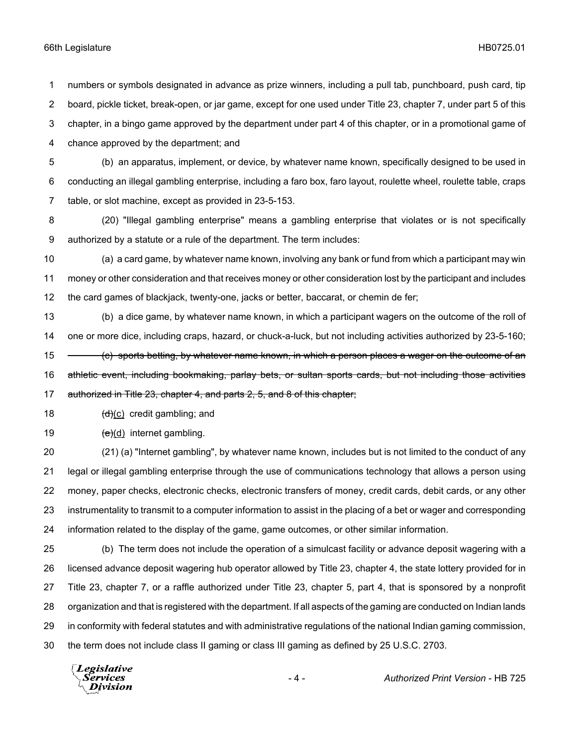numbers or symbols designated in advance as prize winners, including a pull tab, punchboard, push card, tip board, pickle ticket, break-open, or jar game, except for one used under Title 23, chapter 7, under part 5 of this chapter, in a bingo game approved by the department under part 4 of this chapter, or in a promotional game of chance approved by the department; and

(b) an apparatus, implement, or device, by whatever name known, specifically designed to be used in conducting an illegal gambling enterprise, including a faro box, faro layout, roulette wheel, roulette table, craps table, or slot machine, except as provided in 23-5-153.

(20) "Illegal gambling enterprise" means a gambling enterprise that violates or is not specifically authorized by a statute or a rule of the department. The term includes:

(a) a card game, by whatever name known, involving any bank or fund from which a participant may win money or other consideration and that receives money or other consideration lost by the participant and includes the card games of blackjack, twenty-one, jacks or better, baccarat, or chemin de fer;

(b) a dice game, by whatever name known, in which a participant wagers on the outcome of the roll of one or more dice, including craps, hazard, or chuck-a-luck, but not including activities authorized by 23-5-160;

~~(c) sports betting, by whatever name known, in which a person places a wager on the outcome of an athletic event, including bookmaking, parlay bets, or sultan sports cards, but not including those activities authorized in Title 23, chapter 4, and parts 2, 5, and 8 of this chapter;~~

~~(d)~~<u>(c)</u> credit gambling; and

~~(e)~~<u>(d)</u> internet gambling.

(21) (a) "Internet gambling", by whatever name known, includes but is not limited to the conduct of any legal or illegal gambling enterprise through the use of communications technology that allows a person using money, paper checks, electronic checks, electronic transfers of money, credit cards, debit cards, or any other instrumentality to transmit to a computer information to assist in the placing of a bet or wager and corresponding information related to the display of the game, game outcomes, or other similar information.

(b) The term does not include the operation of a simulcast facility or advance deposit wagering with a licensed advance deposit wagering hub operator allowed by Title 23, chapter 4, the state lottery provided for in Title 23, chapter 7, or a raffle authorized under Title 23, chapter 5, part 4, that is sponsored by a nonprofit organization and that is registered with the department. If all aspects of the gaming are conducted on Indian lands in conformity with federal statutes and with administrative regulations of the national Indian gaming commission, the term does not include class II gaming or class III gaming as defined by 25 U.S.C. 2703.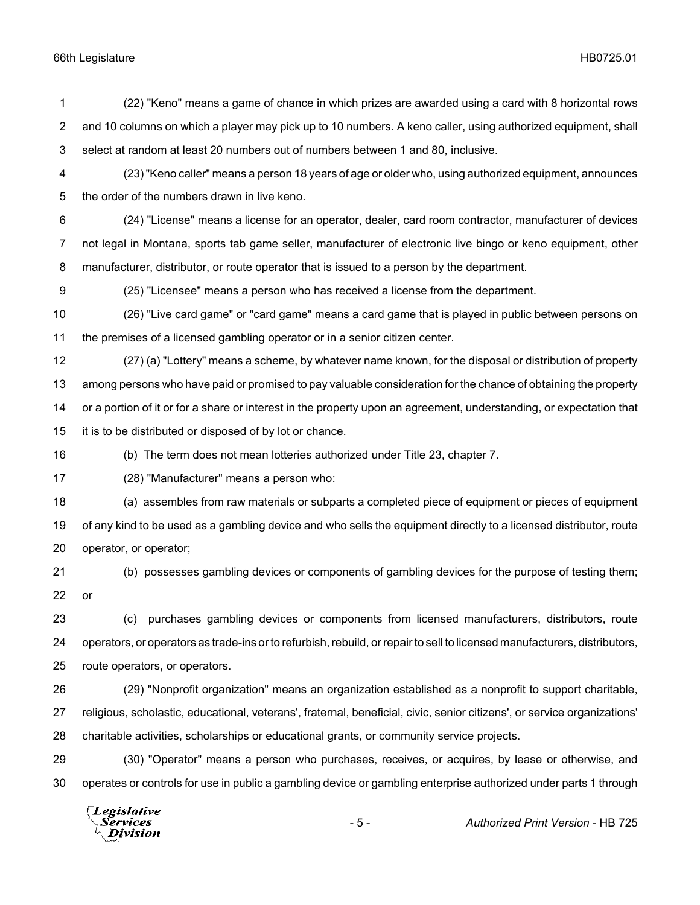(22) "Keno" means a game of chance in which prizes are awarded using a card with 8 horizontal rows and 10 columns on which a player may pick up to 10 numbers. A keno caller, using authorized equipment, shall select at random at least 20 numbers out of numbers between 1 and 80, inclusive.

(23) "Keno caller" means a person 18 years of age or older who, using authorized equipment, announces the order of the numbers drawn in live keno.

(24) "License" means a license for an operator, dealer, card room contractor, manufacturer of devices not legal in Montana, sports tab game seller, manufacturer of electronic live bingo or keno equipment, other manufacturer, distributor, or route operator that is issued to a person by the department.

(25) "Licensee" means a person who has received a license from the department.

(26) "Live card game" or "card game" means a card game that is played in public between persons on the premises of a licensed gambling operator or in a senior citizen center.

(27) (a) "Lottery" means a scheme, by whatever name known, for the disposal or distribution of property among persons who have paid or promised to pay valuable consideration for the chance of obtaining the property or a portion of it or for a share or interest in the property upon an agreement, understanding, or expectation that it is to be distributed or disposed of by lot or chance.

(b) The term does not mean lotteries authorized under Title 23, chapter 7.

(28) "Manufacturer" means a person who:

(a) assembles from raw materials or subparts a completed piece of equipment or pieces of equipment of any kind to be used as a gambling device and who sells the equipment directly to a licensed distributor, route operator, or operator;

(b) possesses gambling devices or components of gambling devices for the purpose of testing them; or

(c) purchases gambling devices or components from licensed manufacturers, distributors, route operators, or operators as trade-ins or to refurbish, rebuild, or repair to sell to licensed manufacturers, distributors, route operators, or operators.

(29) "Nonprofit organization" means an organization established as a nonprofit to support charitable, religious, scholastic, educational, veterans', fraternal, beneficial, civic, senior citizens', or service organizations' charitable activities, scholarships or educational grants, or community service projects.

(30) "Operator" means a person who purchases, receives, or acquires, by lease or otherwise, and operates or controls for use in public a gambling device or gambling enterprise authorized under parts 1 through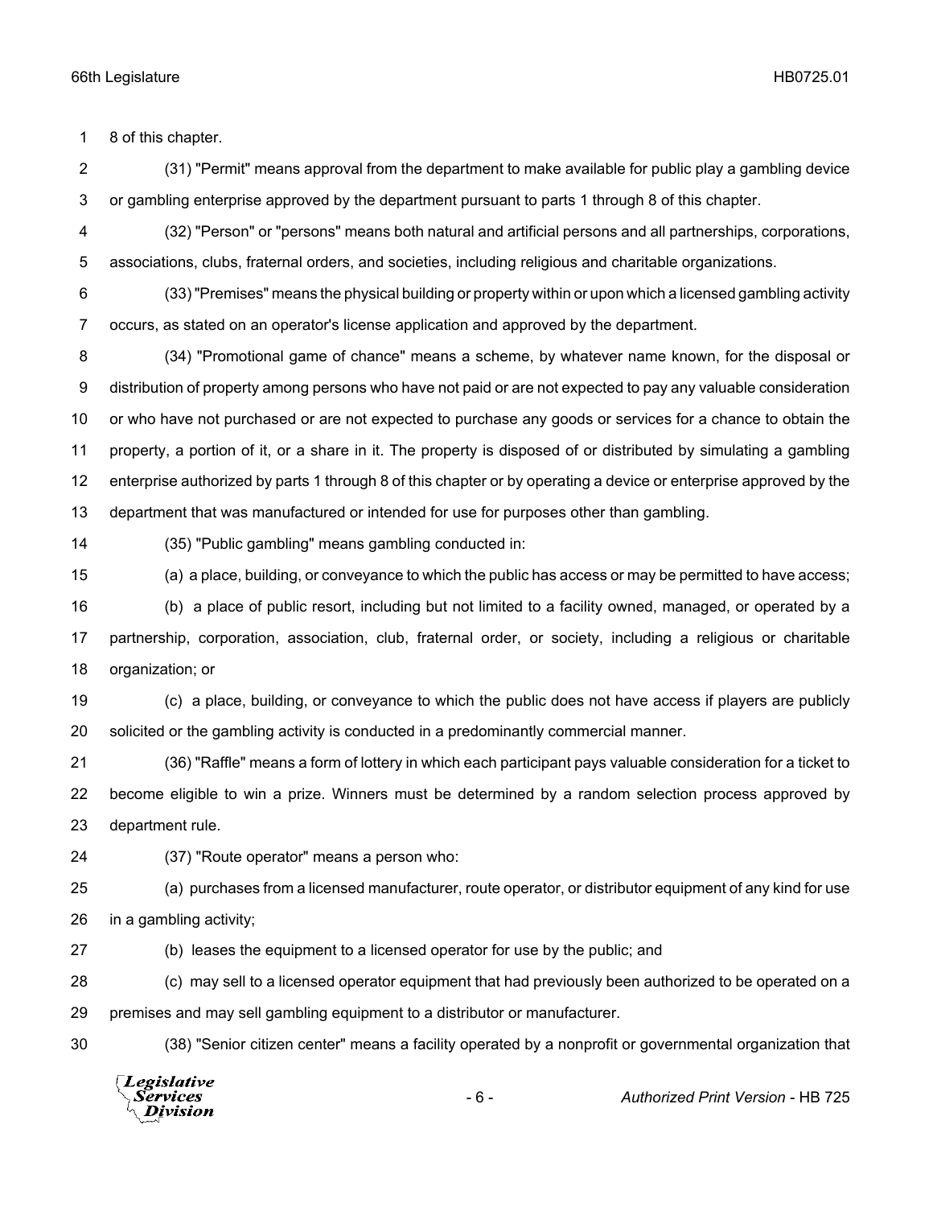8 of this chapter.

(31) "Permit" means approval from the department to make available for public play a gambling device or gambling enterprise approved by the department pursuant to parts 1 through 8 of this chapter.

(32) "Person" or "persons" means both natural and artificial persons and all partnerships, corporations, associations, clubs, fraternal orders, and societies, including religious and charitable organizations.

(33) "Premises" means the physical building or property within or upon which a licensed gambling activity occurs, as stated on an operator's license application and approved by the department.

(34) "Promotional game of chance" means a scheme, by whatever name known, for the disposal or distribution of property among persons who have not paid or are not expected to pay any valuable consideration or who have not purchased or are not expected to purchase any goods or services for a chance to obtain the property, a portion of it, or a share in it. The property is disposed of or distributed by simulating a gambling enterprise authorized by parts 1 through 8 of this chapter or by operating a device or enterprise approved by the department that was manufactured or intended for use for purposes other than gambling.

(35) "Public gambling" means gambling conducted in:

(a) a place, building, or conveyance to which the public has access or may be permitted to have access;

(b) a place of public resort, including but not limited to a facility owned, managed, or operated by a partnership, corporation, association, club, fraternal order, or society, including a religious or charitable organization; or

(c) a place, building, or conveyance to which the public does not have access if players are publicly solicited or the gambling activity is conducted in a predominantly commercial manner.

(36) "Raffle" means a form of lottery in which each participant pays valuable consideration for a ticket to become eligible to win a prize. Winners must be determined by a random selection process approved by department rule.

(37) "Route operator" means a person who:

(a) purchases from a licensed manufacturer, route operator, or distributor equipment of any kind for use in a gambling activity;

(b) leases the equipment to a licensed operator for use by the public; and

(c) may sell to a licensed operator equipment that had previously been authorized to be operated on a premises and may sell gambling equipment to a distributor or manufacturer.

(38) "Senior citizen center" means a facility operated by a nonprofit or governmental organization that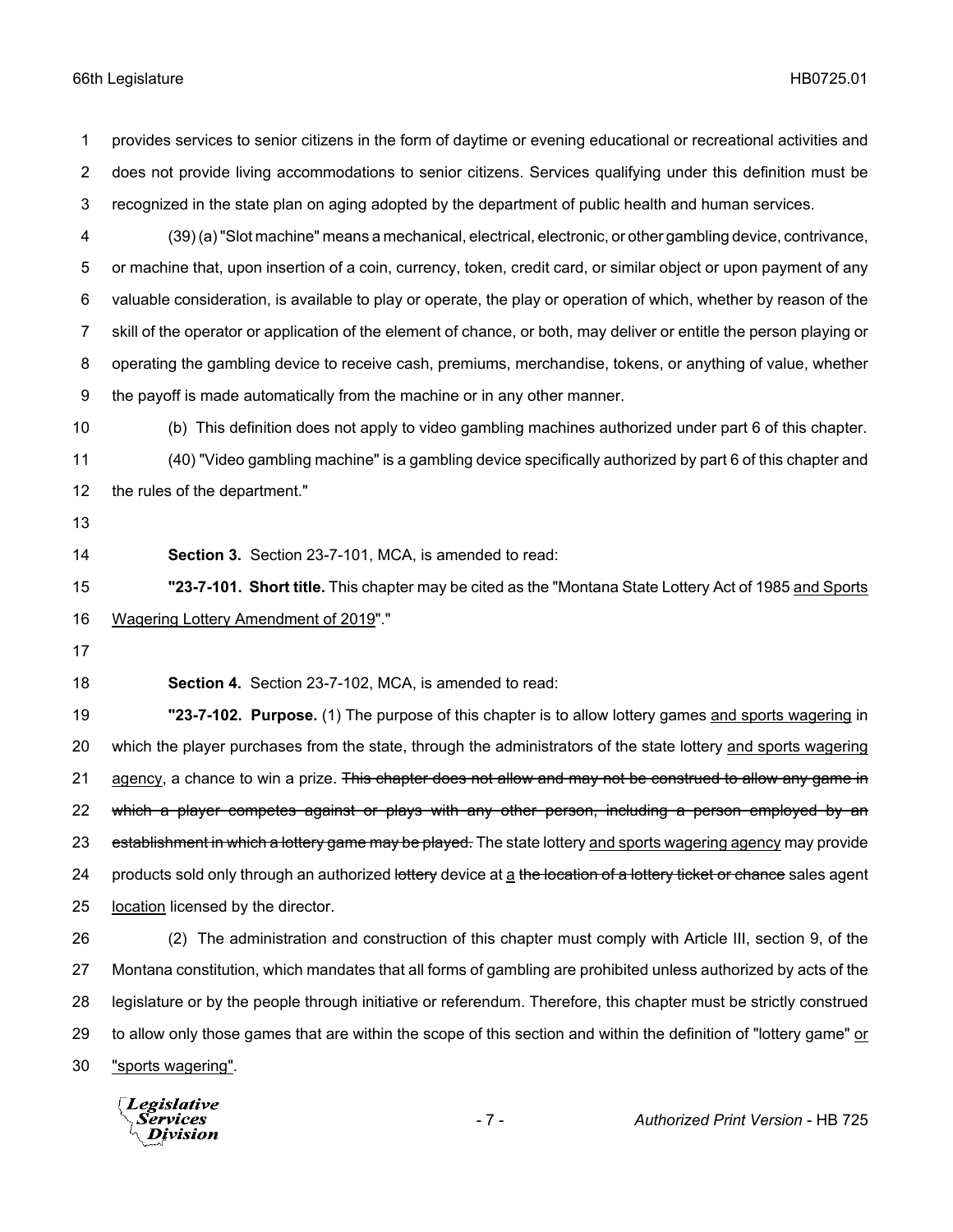provides services to senior citizens in the form of daytime or evening educational or recreational activities and does not provide living accommodations to senior citizens. Services qualifying under this definition must be recognized in the state plan on aging adopted by the department of public health and human services.

(39) (a) "Slot machine" means a mechanical, electrical, electronic, or other gambling device, contrivance, or machine that, upon insertion of a coin, currency, token, credit card, or similar object or upon payment of any valuable consideration, is available to play or operate, the play or operation of which, whether by reason of the skill of the operator or application of the element of chance, or both, may deliver or entitle the person playing or operating the gambling device to receive cash, premiums, merchandise, tokens, or anything of value, whether the payoff is made automatically from the machine or in any other manner.

(b) This definition does not apply to video gambling machines authorized under part 6 of this chapter.

(40) "Video gambling machine" is a gambling device specifically authorized by part 6 of this chapter and the rules of the department."

**Section 3.** Section 23-7-101, MCA, is amended to read:

**"23-7-101. Short title.** This chapter may be cited as the "Montana State Lottery Act of 1985 <u>and Sports Wagering Lottery Amendment of 2019</u>"."

**Section 4.** Section 23-7-102, MCA, is amended to read:

**"23-7-102. Purpose.** (1) The purpose of this chapter is to allow lottery games <u>and sports wagering</u> in which the player purchases from the state, through the administrators of the state lottery <u>and sports wagering agency</u>, a chance to win a prize. ~~This chapter does not allow and may not be construed to allow any game in which a player competes against or plays with any other person, including a person employed by an establishment in which a lottery game may be played.~~ The state lottery <u>and sports wagering agency</u> may provide products sold only through an authorized ~~lottery~~ device at <u>a</u> ~~the location of a lottery ticket or chance~~ sales agent <u>location</u> licensed by the director.

(2) The administration and construction of this chapter must comply with Article III, section 9, of the Montana constitution, which mandates that all forms of gambling are prohibited unless authorized by acts of the legislature or by the people through initiative or referendum. Therefore, this chapter must be strictly construed to allow only those games that are within the scope of this section and within the definition of "lottery game" <u>or "sports wagering"</u>.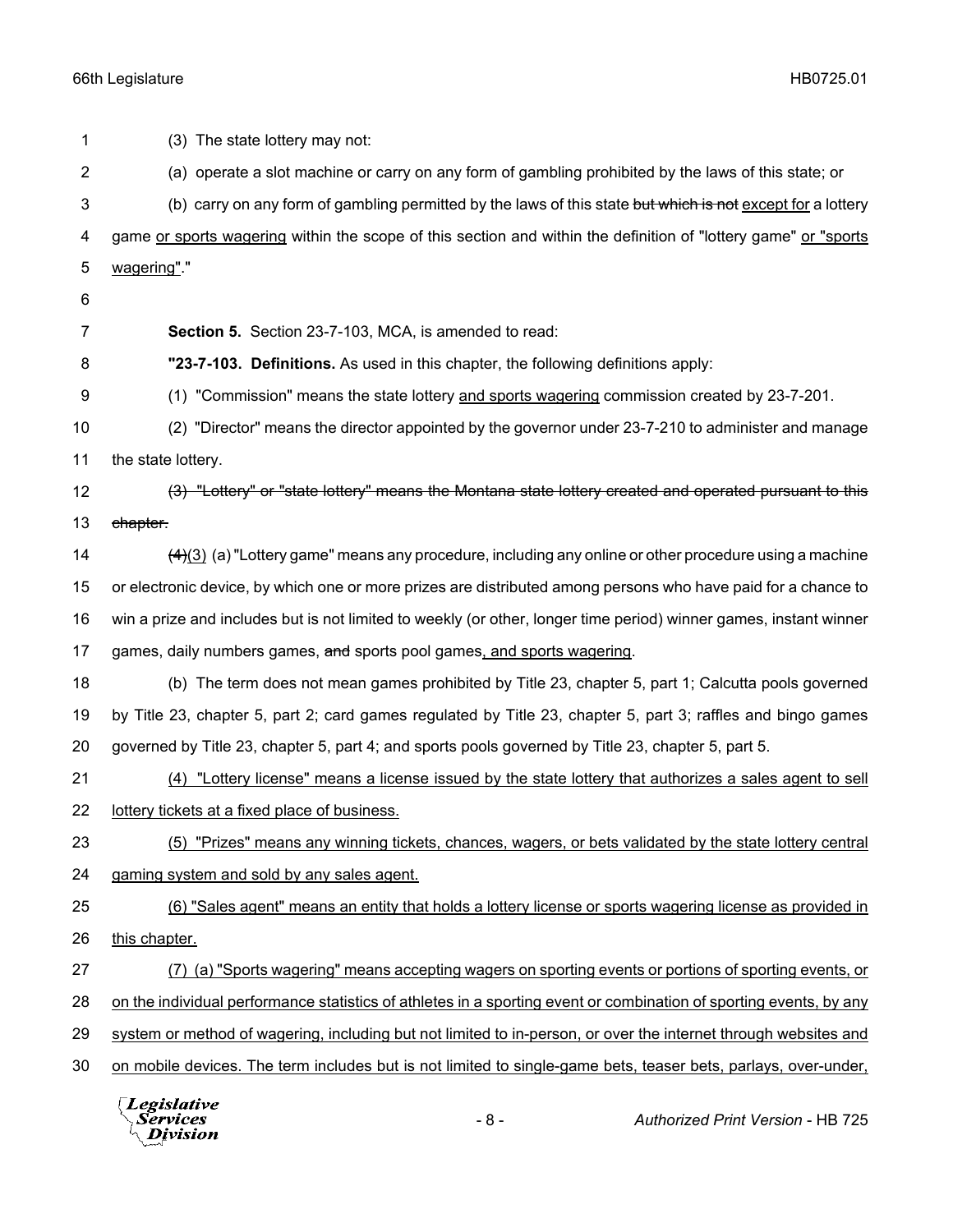(3) The state lottery may not:

(a) operate a slot machine or carry on any form of gambling prohibited by the laws of this state; or

(b) carry on any form of gambling permitted by the laws of this state ~~but which is not~~ <u>except for</u> a lottery game <u>or sports wagering</u> within the scope of this section and within the definition of "lottery game" <u>or "sports wagering"</u>."

**Section 5.** Section 23-7-103, MCA, is amended to read:

**"23-7-103. Definitions.** As used in this chapter, the following definitions apply:

(1) "Commission" means the state lottery <u>and sports wagering</u> commission created by 23-7-201.

(2) "Director" means the director appointed by the governor under 23-7-210 to administer and manage the state lottery.

~~(3) "Lottery" or "state lottery" means the Montana state lottery created and operated pursuant to this chapter.~~

~~(4)~~<u>(3)</u> (a) "Lottery game" means any procedure, including any online or other procedure using a machine or electronic device, by which one or more prizes are distributed among persons who have paid for a chance to win a prize and includes but is not limited to weekly (or other, longer time period) winner games, instant winner games, daily numbers games, ~~and~~ sports pool games<u>, and sports wagering</u>.

(b) The term does not mean games prohibited by Title 23, chapter 5, part 1; Calcutta pools governed by Title 23, chapter 5, part 2; card games regulated by Title 23, chapter 5, part 3; raffles and bingo games governed by Title 23, chapter 5, part 4; and sports pools governed by Title 23, chapter 5, part 5.

<u>(4) "Lottery license" means a license issued by the state lottery that authorizes a sales agent to sell lottery tickets at a fixed place of business.</u>

<u>(5) "Prizes" means any winning tickets, chances, wagers, or bets validated by the state lottery central gaming system and sold by any sales agent.</u>

<u>(6) "Sales agent" means an entity that holds a lottery license or sports wagering license as provided in this chapter.</u>

<u>(7) (a) "Sports wagering" means accepting wagers on sporting events or portions of sporting events, or on the individual performance statistics of athletes in a sporting event or combination of sporting events, by any system or method of wagering, including but not limited to in-person, or over the internet through websites and on mobile devices. The term includes but is not limited to single-game bets, teaser bets, parlays, over-under,</u>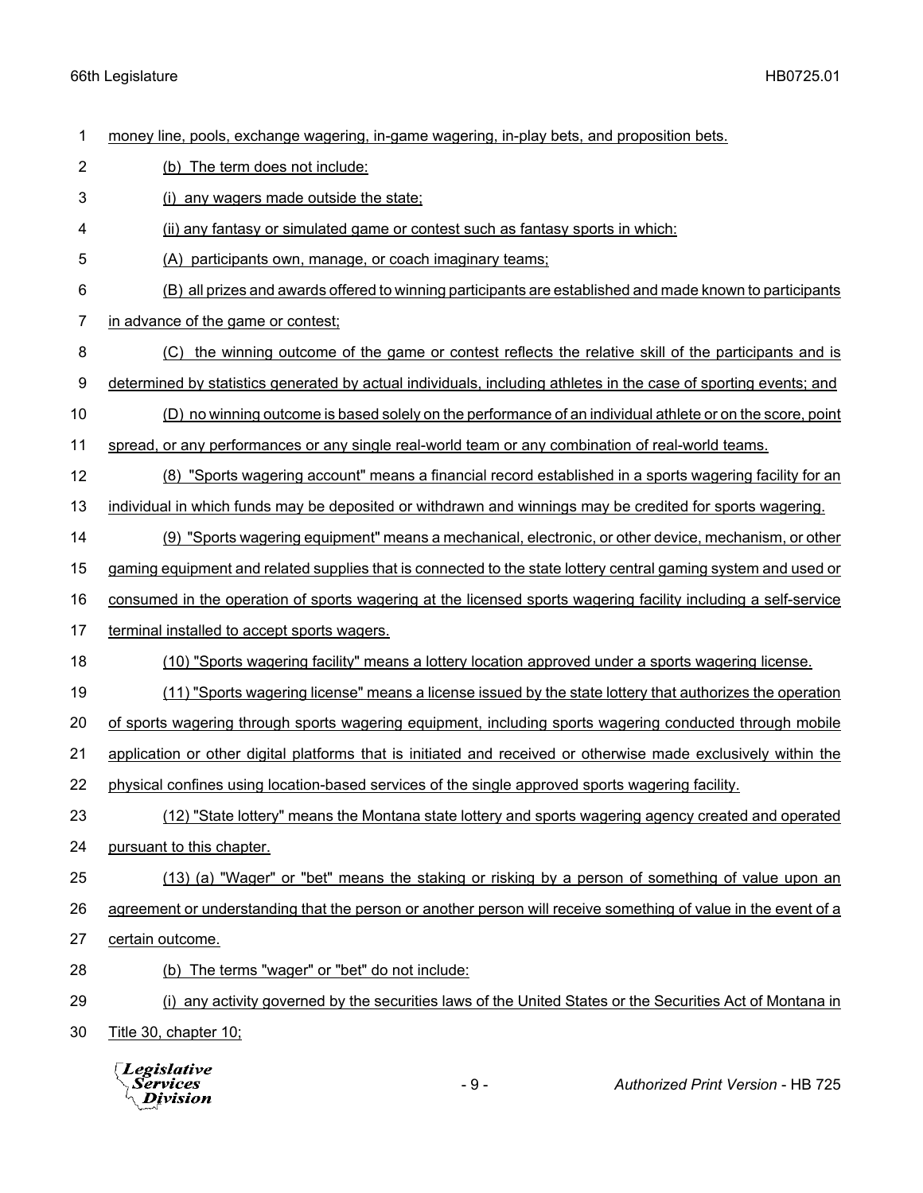money line, pools, exchange wagering, in-game wagering, in-play bets, and proposition bets.

(b) The term does not include:

(i) any wagers made outside the state;

(ii) any fantasy or simulated game or contest such as fantasy sports in which:

(A) participants own, manage, or coach imaginary teams;

(B) all prizes and awards offered to winning participants are established and made known to participants in advance of the game or contest;

(C) the winning outcome of the game or contest reflects the relative skill of the participants and is determined by statistics generated by actual individuals, including athletes in the case of sporting events; and

(D) no winning outcome is based solely on the performance of an individual athlete or on the score, point spread, or any performances or any single real-world team or any combination of real-world teams.

(8) "Sports wagering account" means a financial record established in a sports wagering facility for an individual in which funds may be deposited or withdrawn and winnings may be credited for sports wagering.

(9) "Sports wagering equipment" means a mechanical, electronic, or other device, mechanism, or other gaming equipment and related supplies that is connected to the state lottery central gaming system and used or consumed in the operation of sports wagering at the licensed sports wagering facility including a self-service terminal installed to accept sports wagers.

(10) "Sports wagering facility" means a lottery location approved under a sports wagering license.

(11) "Sports wagering license" means a license issued by the state lottery that authorizes the operation of sports wagering through sports wagering equipment, including sports wagering conducted through mobile application or other digital platforms that is initiated and received or otherwise made exclusively within the physical confines using location-based services of the single approved sports wagering facility.

(12) "State lottery" means the Montana state lottery and sports wagering agency created and operated pursuant to this chapter.

(13) (a) "Wager" or "bet" means the staking or risking by a person of something of value upon an agreement or understanding that the person or another person will receive something of value in the event of a certain outcome.

(b) The terms "wager" or "bet" do not include:

(i) any activity governed by the securities laws of the United States or the Securities Act of Montana in Title 30, chapter 10;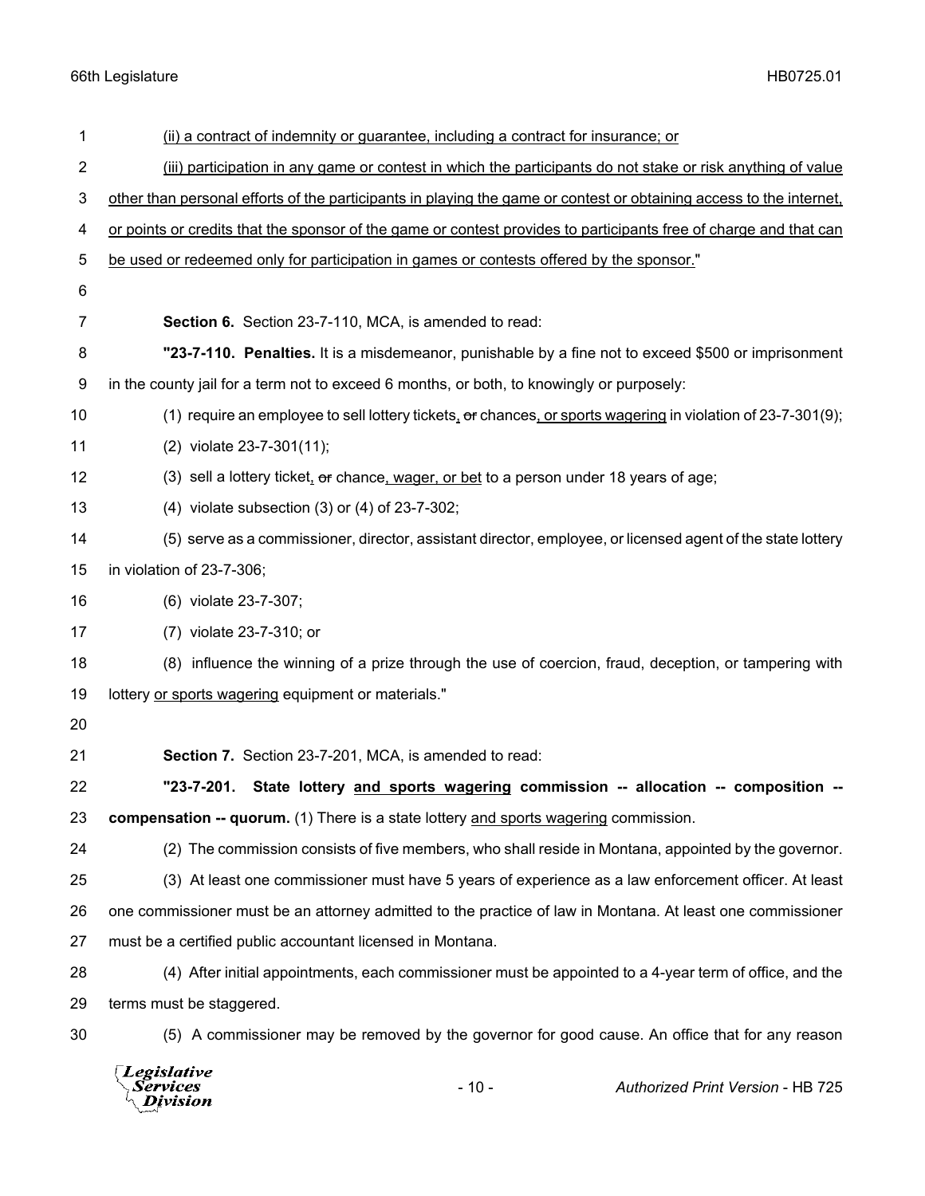(ii) a contract of indemnity or guarantee, including a contract for insurance; or

(iii) participation in any game or contest in which the participants do not stake or risk anything of value other than personal efforts of the participants in playing the game or contest or obtaining access to the internet, or points or credits that the sponsor of the game or contest provides to participants free of charge and that can be used or redeemed only for participation in games or contests offered by the sponsor."

**Section 6.** Section 23-7-110, MCA, is amended to read:

**"23-7-110. Penalties.** It is a misdemeanor, punishable by a fine not to exceed $500 or imprisonment in the county jail for a term not to exceed 6 months, or both, to knowingly or purposely:

(1) require an employee to sell lottery tickets, ~~or~~ chances, or sports wagering in violation of 23-7-301(9);

(2) violate 23-7-301(11);

(3) sell a lottery ticket, ~~or~~ chance, wager, or bet to a person under 18 years of age;

(4) violate subsection (3) or (4) of 23-7-302;

(5) serve as a commissioner, director, assistant director, employee, or licensed agent of the state lottery in violation of 23-7-306;

(6) violate 23-7-307;

(7) violate 23-7-310; or

(8) influence the winning of a prize through the use of coercion, fraud, deception, or tampering with lottery or sports wagering equipment or materials."

**Section 7.** Section 23-7-201, MCA, is amended to read:

**"23-7-201. State lottery and sports wagering commission -- allocation -- composition -- compensation -- quorum.** (1) There is a state lottery and sports wagering commission.

(2) The commission consists of five members, who shall reside in Montana, appointed by the governor.

(3) At least one commissioner must have 5 years of experience as a law enforcement officer. At least one commissioner must be an attorney admitted to the practice of law in Montana. At least one commissioner must be a certified public accountant licensed in Montana.

(4) After initial appointments, each commissioner must be appointed to a 4-year term of office, and the terms must be staggered.

(5) A commissioner may be removed by the governor for good cause. An office that for any reason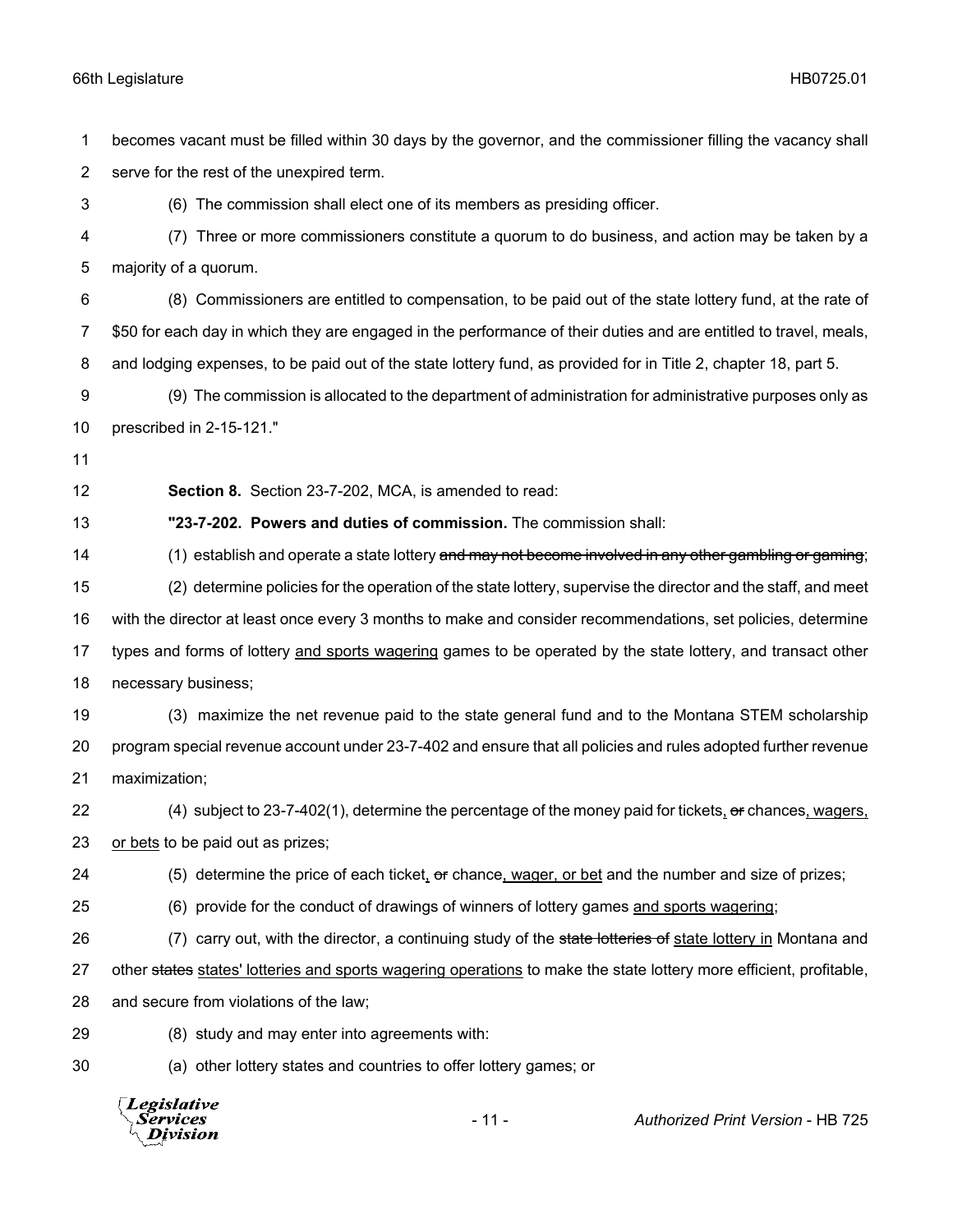becomes vacant must be filled within 30 days by the governor, and the commissioner filling the vacancy shall serve for the rest of the unexpired term.

(6) The commission shall elect one of its members as presiding officer.

(7) Three or more commissioners constitute a quorum to do business, and action may be taken by a majority of a quorum.

(8) Commissioners are entitled to compensation, to be paid out of the state lottery fund, at the rate of $50 for each day in which they are engaged in the performance of their duties and are entitled to travel, meals, and lodging expenses, to be paid out of the state lottery fund, as provided for in Title 2, chapter 18, part 5.

(9) The commission is allocated to the department of administration for administrative purposes only as prescribed in 2-15-121."

**Section 8.** Section 23-7-202, MCA, is amended to read:

**"23-7-202. Powers and duties of commission.** The commission shall:

(1) establish and operate a state lottery ~~and may not become involved in any other gambling or gaming~~;

(2) determine policies for the operation of the state lottery, supervise the director and the staff, and meet with the director at least once every 3 months to make and consider recommendations, set policies, determine types and forms of lottery <u>and sports wagering</u> games to be operated by the state lottery, and transact other necessary business;

(3) maximize the net revenue paid to the state general fund and to the Montana STEM scholarship program special revenue account under 23-7-402 and ensure that all policies and rules adopted further revenue maximization;

(4) subject to 23-7-402(1), determine the percentage of the money paid for tickets<u>,</u> ~~or~~ chances<u>, wagers, or bets</u> to be paid out as prizes;

(5) determine the price of each ticket<u>,</u> ~~or~~ chance<u>, wager, or bet</u> and the number and size of prizes;

(6) provide for the conduct of drawings of winners of lottery games <u>and sports wagering</u>;

(7) carry out, with the director, a continuing study of the ~~state lotteries of~~ <u>state lottery in</u> Montana and other ~~states~~ <u>states' lotteries and sports wagering operations</u> to make the state lottery more efficient, profitable, and secure from violations of the law;

(8) study and may enter into agreements with:

(a) other lottery states and countries to offer lottery games; or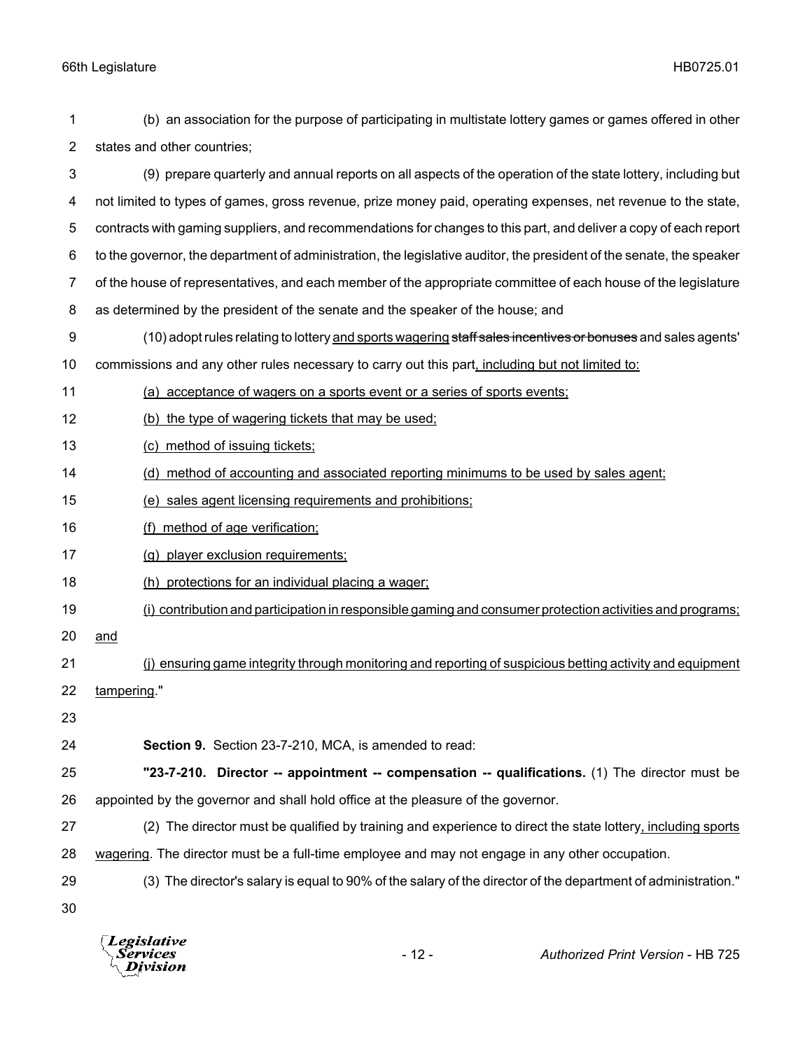(b) an association for the purpose of participating in multistate lottery games or games offered in other states and other countries;

(9) prepare quarterly and annual reports on all aspects of the operation of the state lottery, including but not limited to types of games, gross revenue, prize money paid, operating expenses, net revenue to the state, contracts with gaming suppliers, and recommendations for changes to this part, and deliver a copy of each report to the governor, the department of administration, the legislative auditor, the president of the senate, the speaker of the house of representatives, and each member of the appropriate committee of each house of the legislature as determined by the president of the senate and the speaker of the house; and

(10) adopt rules relating to lottery <u>and sports wagering</u> ~~staff sales incentives or bonuses~~ and sales agents' commissions and any other rules necessary to carry out this part<u>, including but not limited to:</u>

<u>(a) acceptance of wagers on a sports event or a series of sports events;</u>

<u>(b) the type of wagering tickets that may be used;</u>

<u>(c) method of issuing tickets;</u>

<u>(d) method of accounting and associated reporting minimums to be used by sales agent;</u>

<u>(e) sales agent licensing requirements and prohibitions;</u>

<u>(f) method of age verification;</u>

<u>(g) player exclusion requirements;</u>

<u>(h) protections for an individual placing a wager;</u>

<u>(i) contribution and participation in responsible gaming and consumer protection activities and programs; and</u>

<u>(j) ensuring game integrity through monitoring and reporting of suspicious betting activity and equipment tampering</u>."

**Section 9.** Section 23-7-210, MCA, is amended to read:

**"23-7-210. Director -- appointment -- compensation -- qualifications.** (1) The director must be appointed by the governor and shall hold office at the pleasure of the governor.

(2) The director must be qualified by training and experience to direct the state lottery<u>, including sports wagering</u>. The director must be a full-time employee and may not engage in any other occupation.

(3) The director's salary is equal to 90% of the salary of the director of the department of administration."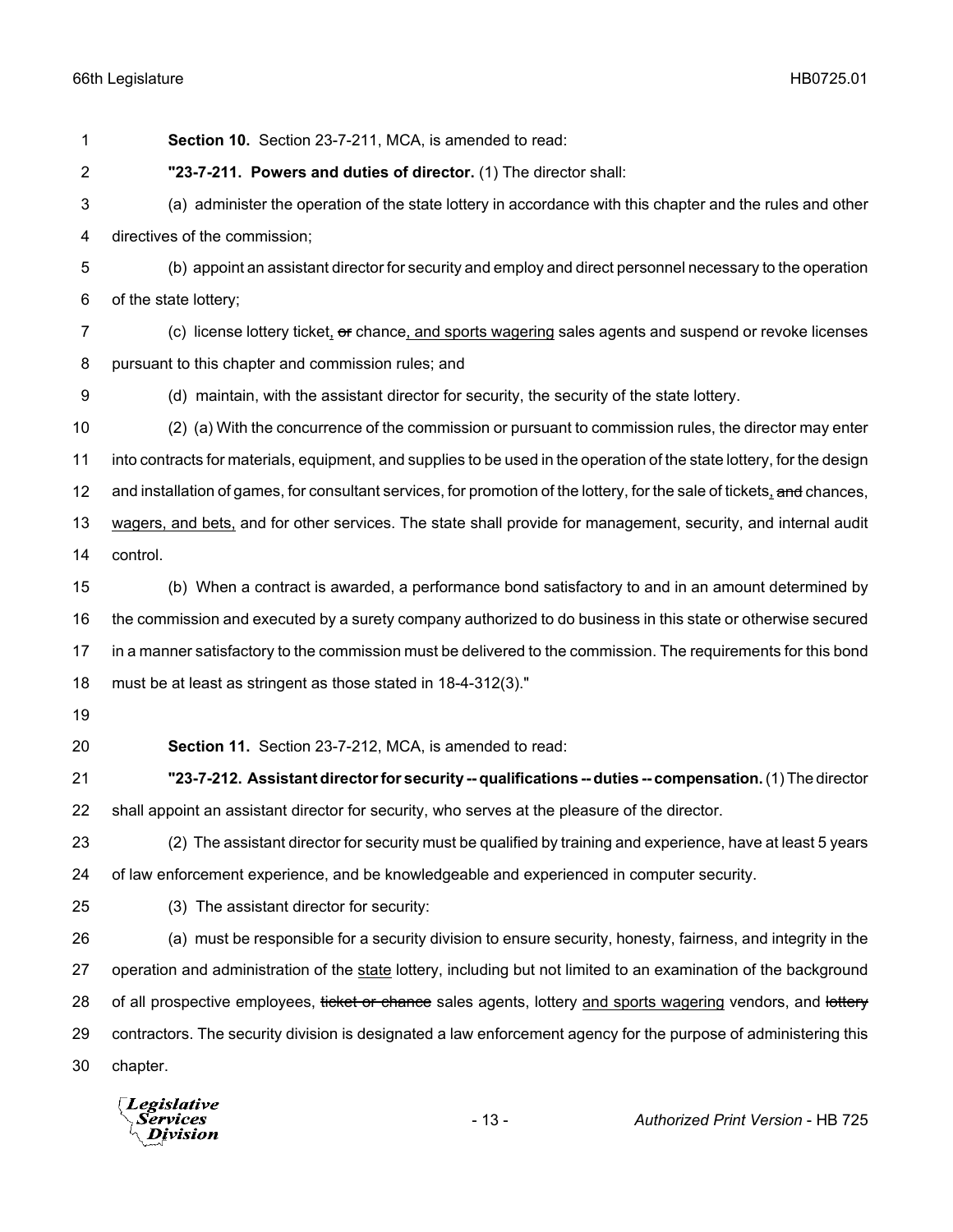**Section 10.** Section 23-7-211, MCA, is amended to read:

**"23-7-211. Powers and duties of director.** (1) The director shall:

(a) administer the operation of the state lottery in accordance with this chapter and the rules and other directives of the commission;

(b) appoint an assistant director for security and employ and direct personnel necessary to the operation of the state lottery;

(c) license lottery ticket, ~~or~~ chance, and sports wagering sales agents and suspend or revoke licenses pursuant to this chapter and commission rules; and

(d) maintain, with the assistant director for security, the security of the state lottery.

(2) (a) With the concurrence of the commission or pursuant to commission rules, the director may enter into contracts for materials, equipment, and supplies to be used in the operation of the state lottery, for the design and installation of games, for consultant services, for promotion of the lottery, for the sale of tickets, ~~and~~ chances, wagers, and bets, and for other services. The state shall provide for management, security, and internal audit control.

(b) When a contract is awarded, a performance bond satisfactory to and in an amount determined by the commission and executed by a surety company authorized to do business in this state or otherwise secured in a manner satisfactory to the commission must be delivered to the commission. The requirements for this bond must be at least as stringent as those stated in 18-4-312(3)."

**Section 11.** Section 23-7-212, MCA, is amended to read:

**"23-7-212. Assistant director for security -- qualifications -- duties -- compensation.** (1) The director shall appoint an assistant director for security, who serves at the pleasure of the director.

(2) The assistant director for security must be qualified by training and experience, have at least 5 years of law enforcement experience, and be knowledgeable and experienced in computer security.

(3) The assistant director for security:

(a) must be responsible for a security division to ensure security, honesty, fairness, and integrity in the operation and administration of the state lottery, including but not limited to an examination of the background of all prospective employees, ~~ticket or chance~~ sales agents, lottery and sports wagering vendors, and ~~lottery~~ contractors. The security division is designated a law enforcement agency for the purpose of administering this chapter.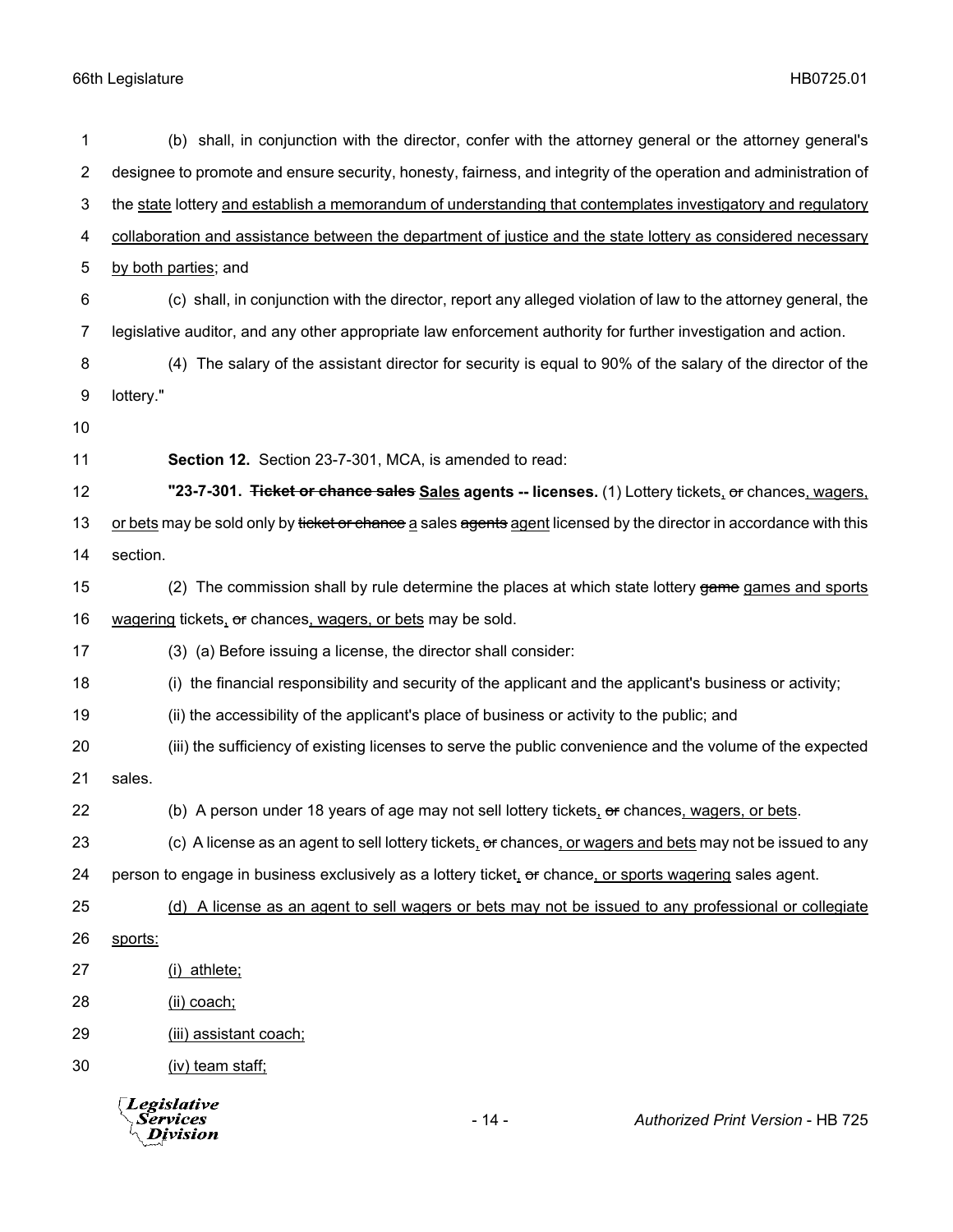(b) shall, in conjunction with the director, confer with the attorney general or the attorney general's designee to promote and ensure security, honesty, fairness, and integrity of the operation and administration of the <u>state</u> lottery <u>and establish a memorandum of understanding that contemplates investigatory and regulatory collaboration and assistance between the department of justice and the state lottery as considered necessary by both parties</u>; and

(c) shall, in conjunction with the director, report any alleged violation of law to the attorney general, the legislative auditor, and any other appropriate law enforcement authority for further investigation and action.

(4) The salary of the assistant director for security is equal to 90% of the salary of the director of the lottery."

**Section 12.** Section 23-7-301, MCA, is amended to read:

**"23-7-301. ~~Ticket or chance sales~~ <u>Sales</u> agents -- licenses.** (1) Lottery tickets<u>,</u> ~~or~~ chances<u>, wagers, or bets</u> may be sold only by ~~ticket or chance~~ <u>a</u> sales ~~agents~~ <u>agent</u> licensed by the director in accordance with this section.

(2) The commission shall by rule determine the places at which state lottery ~~game~~ <u>games and sports wagering</u> tickets<u>,</u> ~~or~~ chances<u>, wagers, or bets</u> may be sold.

(3) (a) Before issuing a license, the director shall consider:

(i) the financial responsibility and security of the applicant and the applicant's business or activity;

(ii) the accessibility of the applicant's place of business or activity to the public; and

(iii) the sufficiency of existing licenses to serve the public convenience and the volume of the expected sales.

(b) A person under 18 years of age may not sell lottery tickets<u>,</u> ~~or~~ chances<u>, wagers, or bets</u>.

(c) A license as an agent to sell lottery tickets<u>,</u> ~~or~~ chances<u>, or wagers and bets</u> may not be issued to any person to engage in business exclusively as a lottery ticket<u>,</u> ~~or~~ chance<u>, or sports wagering</u> sales agent.

<u>(d) A license as an agent to sell wagers or bets may not be issued to any professional or collegiate sports:</u>

<u>(i) athlete;</u>

<u>(ii) coach;</u>

<u>(iii) assistant coach;</u>

<u>(iv) team staff;</u>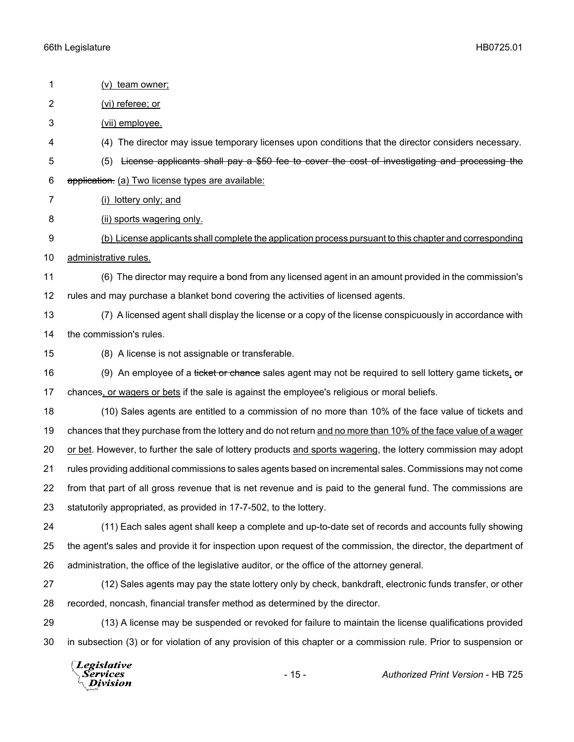(v) team owner;

(vi) referee; or

(vii) employee.

(4) The director may issue temporary licenses upon conditions that the director considers necessary.

(5) ~~License applicants shall pay a $50 fee to cover the cost of investigating and processing the application.~~ (a) Two license types are available:

(i) lottery only; and

(ii) sports wagering only.

(b) License applicants shall complete the application process pursuant to this chapter and corresponding administrative rules.

(6) The director may require a bond from any licensed agent in an amount provided in the commission's rules and may purchase a blanket bond covering the activities of licensed agents.

(7) A licensed agent shall display the license or a copy of the license conspicuously in accordance with the commission's rules.

(8) A license is not assignable or transferable.

(9) An employee of a ~~ticket or chance~~ sales agent may not be required to sell lottery game tickets, ~~or~~ chances, or wagers or bets if the sale is against the employee's religious or moral beliefs.

(10) Sales agents are entitled to a commission of no more than 10% of the face value of tickets and chances that they purchase from the lottery and do not return and no more than 10% of the face value of a wager or bet. However, to further the sale of lottery products and sports wagering, the lottery commission may adopt rules providing additional commissions to sales agents based on incremental sales. Commissions may not come from that part of all gross revenue that is net revenue and is paid to the general fund. The commissions are statutorily appropriated, as provided in 17-7-502, to the lottery.

(11) Each sales agent shall keep a complete and up-to-date set of records and accounts fully showing the agent's sales and provide it for inspection upon request of the commission, the director, the department of administration, the office of the legislative auditor, or the office of the attorney general.

(12) Sales agents may pay the state lottery only by check, bankdraft, electronic funds transfer, or other recorded, noncash, financial transfer method as determined by the director.

(13) A license may be suspended or revoked for failure to maintain the license qualifications provided in subsection (3) or for violation of any provision of this chapter or a commission rule. Prior to suspension or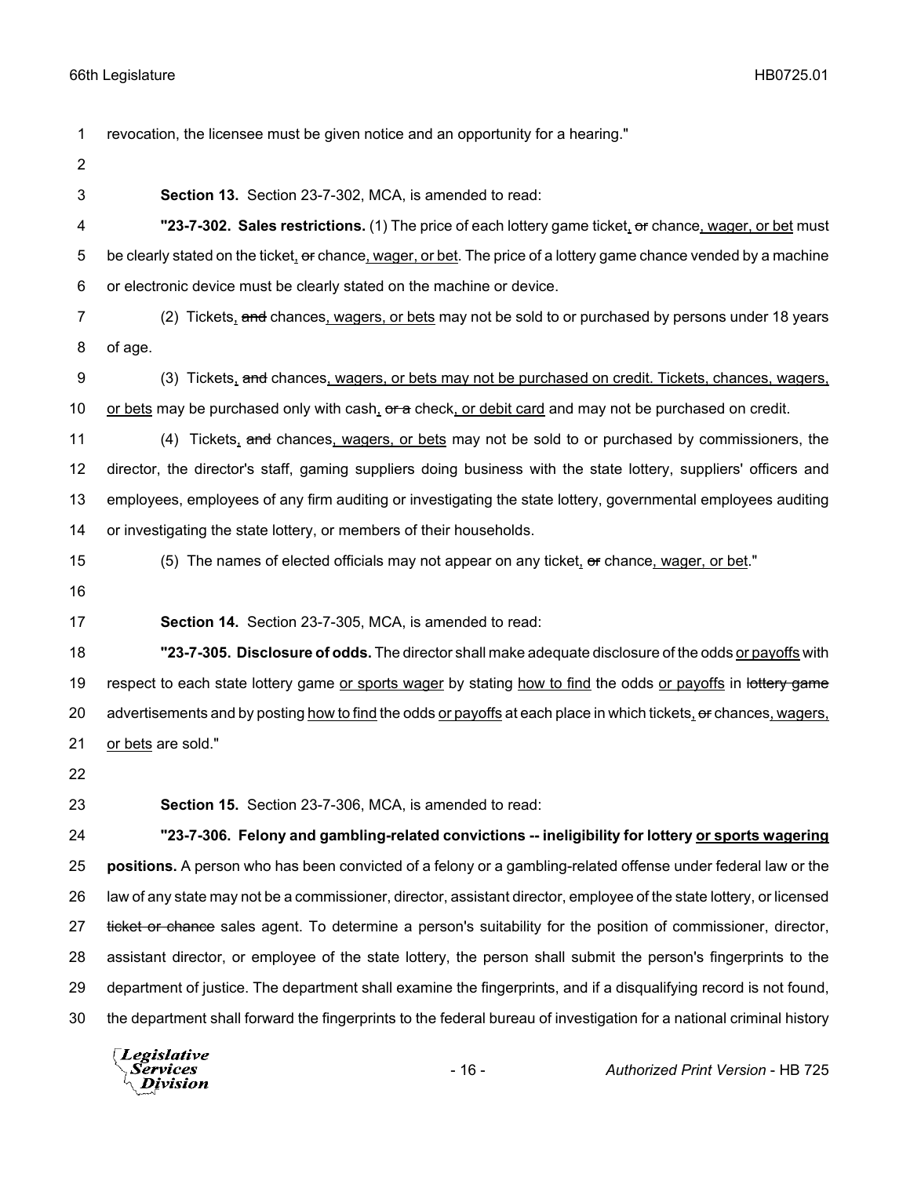revocation, the licensee must be given notice and an opportunity for a hearing."

**Section 13.** Section 23-7-302, MCA, is amended to read:

**"23-7-302. Sales restrictions.** (1) The price of each lottery game ticket, ~~or~~ chance, wager, or bet must be clearly stated on the ticket, ~~or~~ chance, wager, or bet. The price of a lottery game chance vended by a machine or electronic device must be clearly stated on the machine or device.

(2) Tickets, ~~and~~ chances, wagers, or bets may not be sold to or purchased by persons under 18 years of age.

(3) Tickets, ~~and~~ chances, wagers, or bets may not be purchased on credit. Tickets, chances, wagers, or bets may be purchased only with cash, ~~or a~~ check, or debit card and may not be purchased on credit.

(4) Tickets, ~~and~~ chances, wagers, or bets may not be sold to or purchased by commissioners, the director, the director's staff, gaming suppliers doing business with the state lottery, suppliers' officers and employees, employees of any firm auditing or investigating the state lottery, governmental employees auditing or investigating the state lottery, or members of their households.

(5) The names of elected officials may not appear on any ticket, ~~or~~ chance, wager, or bet."

**Section 14.** Section 23-7-305, MCA, is amended to read:

**"23-7-305. Disclosure of odds.** The director shall make adequate disclosure of the odds or payoffs with respect to each state lottery game or sports wager by stating how to find the odds or payoffs in ~~lottery game~~ advertisements and by posting how to find the odds or payoffs at each place in which tickets, ~~or~~ chances, wagers, or bets are sold."

**Section 15.** Section 23-7-306, MCA, is amended to read:

**"23-7-306. Felony and gambling-related convictions -- ineligibility for lottery or sports wagering positions.** A person who has been convicted of a felony or a gambling-related offense under federal law or the law of any state may not be a commissioner, director, assistant director, employee of the state lottery, or licensed ~~ticket or chance~~ sales agent. To determine a person's suitability for the position of commissioner, director, assistant director, or employee of the state lottery, the person shall submit the person's fingerprints to the department of justice. The department shall examine the fingerprints, and if a disqualifying record is not found, the department shall forward the fingerprints to the federal bureau of investigation for a national criminal history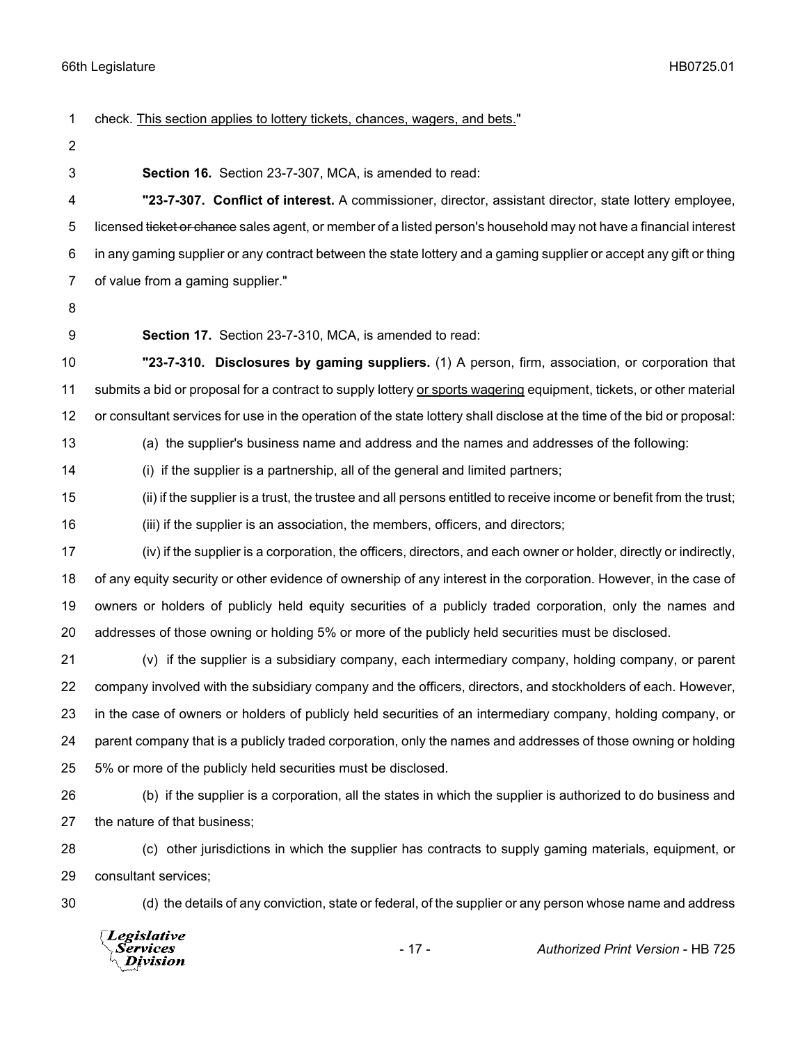check. <u>This section applies to lottery tickets, chances, wagers, and bets.</u>"

**Section 16.** Section 23-7-307, MCA, is amended to read:

**"23-7-307. Conflict of interest.** A commissioner, director, assistant director, state lottery employee, licensed ~~ticket or chance~~ sales agent, or member of a listed person's household may not have a financial interest in any gaming supplier or any contract between the state lottery and a gaming supplier or accept any gift or thing of value from a gaming supplier."

**Section 17.** Section 23-7-310, MCA, is amended to read:

**"23-7-310. Disclosures by gaming suppliers.** (1) A person, firm, association, or corporation that submits a bid or proposal for a contract to supply lottery <u>or sports wagering</u> equipment, tickets, or other material or consultant services for use in the operation of the state lottery shall disclose at the time of the bid or proposal:

(a) the supplier's business name and address and the names and addresses of the following:

(i) if the supplier is a partnership, all of the general and limited partners;

(ii) if the supplier is a trust, the trustee and all persons entitled to receive income or benefit from the trust;

(iii) if the supplier is an association, the members, officers, and directors;

(iv) if the supplier is a corporation, the officers, directors, and each owner or holder, directly or indirectly, of any equity security or other evidence of ownership of any interest in the corporation. However, in the case of owners or holders of publicly held equity securities of a publicly traded corporation, only the names and addresses of those owning or holding 5% or more of the publicly held securities must be disclosed.

(v) if the supplier is a subsidiary company, each intermediary company, holding company, or parent company involved with the subsidiary company and the officers, directors, and stockholders of each. However, in the case of owners or holders of publicly held securities of an intermediary company, holding company, or parent company that is a publicly traded corporation, only the names and addresses of those owning or holding 5% or more of the publicly held securities must be disclosed.

(b) if the supplier is a corporation, all the states in which the supplier is authorized to do business and the nature of that business;

(c) other jurisdictions in which the supplier has contracts to supply gaming materials, equipment, or consultant services;

(d) the details of any conviction, state or federal, of the supplier or any person whose name and address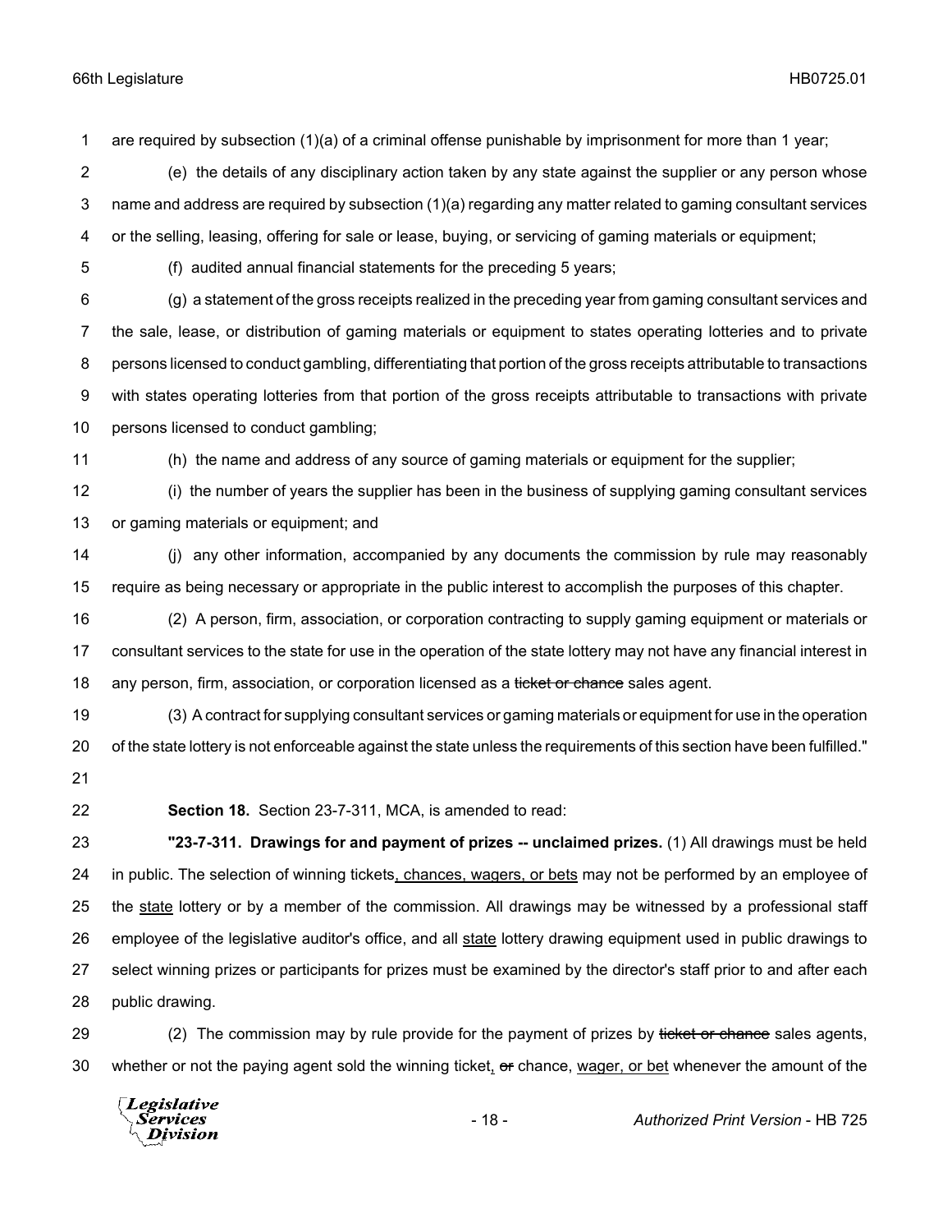are required by subsection (1)(a) of a criminal offense punishable by imprisonment for more than 1 year;

(e) the details of any disciplinary action taken by any state against the supplier or any person whose name and address are required by subsection (1)(a) regarding any matter related to gaming consultant services or the selling, leasing, offering for sale or lease, buying, or servicing of gaming materials or equipment;

(f) audited annual financial statements for the preceding 5 years;

(g) a statement of the gross receipts realized in the preceding year from gaming consultant services and the sale, lease, or distribution of gaming materials or equipment to states operating lotteries and to private persons licensed to conduct gambling, differentiating that portion of the gross receipts attributable to transactions with states operating lotteries from that portion of the gross receipts attributable to transactions with private persons licensed to conduct gambling;

(h) the name and address of any source of gaming materials or equipment for the supplier;

(i) the number of years the supplier has been in the business of supplying gaming consultant services or gaming materials or equipment; and

(j) any other information, accompanied by any documents the commission by rule may reasonably require as being necessary or appropriate in the public interest to accomplish the purposes of this chapter.

(2) A person, firm, association, or corporation contracting to supply gaming equipment or materials or consultant services to the state for use in the operation of the state lottery may not have any financial interest in any person, firm, association, or corporation licensed as a ~~ticket or chance~~ sales agent.

(3) A contract for supplying consultant services or gaming materials or equipment for use in the operation of the state lottery is not enforceable against the state unless the requirements of this section have been fulfilled."

**Section 18.** Section 23-7-311, MCA, is amended to read:

**"23-7-311. Drawings for and payment of prizes -- unclaimed prizes.** (1) All drawings must be held in public. The selection of winning tickets, chances, wagers, or bets may not be performed by an employee of the state lottery or by a member of the commission. All drawings may be witnessed by a professional staff employee of the legislative auditor's office, and all state lottery drawing equipment used in public drawings to select winning prizes or participants for prizes must be examined by the director's staff prior to and after each public drawing.

(2) The commission may by rule provide for the payment of prizes by ~~ticket or chance~~ sales agents, whether or not the paying agent sold the winning ticket, ~~or~~ chance, wager, or bet whenever the amount of the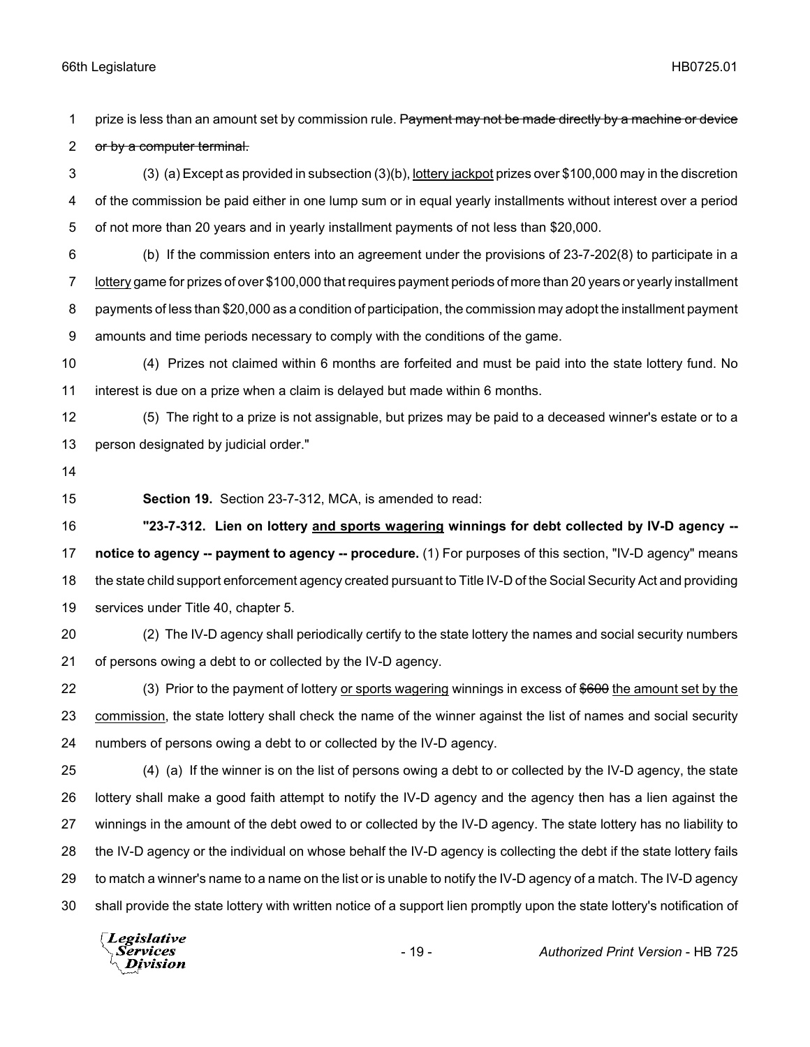prize is less than an amount set by commission rule. ~~Payment may not be made directly by a machine or device or by a computer terminal.~~

(3) (a) Except as provided in subsection (3)(b), <u>lottery jackpot</u> prizes over $100,000 may in the discretion of the commission be paid either in one lump sum or in equal yearly installments without interest over a period of not more than 20 years and in yearly installment payments of not less than $20,000.

(b) If the commission enters into an agreement under the provisions of 23-7-202(8) to participate in a <u>lottery</u> game for prizes of over $100,000 that requires payment periods of more than 20 years or yearly installment payments of less than $20,000 as a condition of participation, the commission may adopt the installment payment amounts and time periods necessary to comply with the conditions of the game.

(4) Prizes not claimed within 6 months are forfeited and must be paid into the state lottery fund. No interest is due on a prize when a claim is delayed but made within 6 months.

(5) The right to a prize is not assignable, but prizes may be paid to a deceased winner's estate or to a person designated by judicial order."

**Section 19.** Section 23-7-312, MCA, is amended to read:

**"23-7-312. Lien on lottery <u>and sports wagering</u> winnings for debt collected by IV-D agency -- notice to agency -- payment to agency -- procedure.** (1) For purposes of this section, "IV-D agency" means the state child support enforcement agency created pursuant to Title IV-D of the Social Security Act and providing services under Title 40, chapter 5.

(2) The IV-D agency shall periodically certify to the state lottery the names and social security numbers of persons owing a debt to or collected by the IV-D agency.

(3) Prior to the payment of lottery <u>or sports wagering</u> winnings in excess of ~~$600~~ <u>the amount set by the commission</u>, the state lottery shall check the name of the winner against the list of names and social security numbers of persons owing a debt to or collected by the IV-D agency.

(4) (a) If the winner is on the list of persons owing a debt to or collected by the IV-D agency, the state lottery shall make a good faith attempt to notify the IV-D agency and the agency then has a lien against the winnings in the amount of the debt owed to or collected by the IV-D agency. The state lottery has no liability to the IV-D agency or the individual on whose behalf the IV-D agency is collecting the debt if the state lottery fails to match a winner's name to a name on the list or is unable to notify the IV-D agency of a match. The IV-D agency shall provide the state lottery with written notice of a support lien promptly upon the state lottery's notification of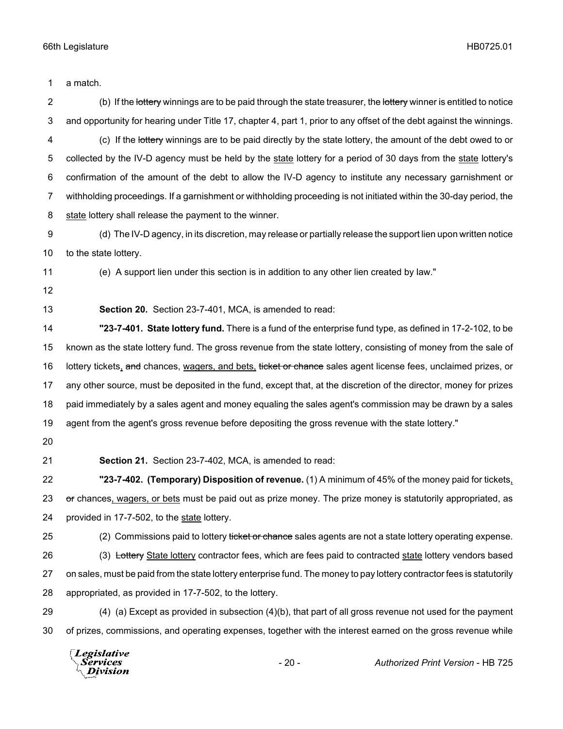a match.

(b) If the ~~lottery~~ winnings are to be paid through the state treasurer, the ~~lottery~~ winner is entitled to notice and opportunity for hearing under Title 17, chapter 4, part 1, prior to any offset of the debt against the winnings.

(c) If the ~~lottery~~ winnings are to be paid directly by the state lottery, the amount of the debt owed to or collected by the IV-D agency must be held by the <u>state</u> lottery for a period of 30 days from the <u>state</u> lottery's confirmation of the amount of the debt to allow the IV-D agency to institute any necessary garnishment or withholding proceedings. If a garnishment or withholding proceeding is not initiated within the 30-day period, the <u>state</u> lottery shall release the payment to the winner.

(d) The IV-D agency, in its discretion, may release or partially release the support lien upon written notice to the state lottery.

(e) A support lien under this section is in addition to any other lien created by law."

**Section 20.** Section 23-7-401, MCA, is amended to read:

**"23-7-401. State lottery fund.** There is a fund of the enterprise fund type, as defined in 17-2-102, to be known as the state lottery fund. The gross revenue from the state lottery, consisting of money from the sale of lottery tickets<u>,</u> ~~and~~ chances, <u>wagers, and bets,</u> ~~ticket or chance~~ sales agent license fees, unclaimed prizes, or any other source, must be deposited in the fund, except that, at the discretion of the director, money for prizes paid immediately by a sales agent and money equaling the sales agent's commission may be drawn by a sales agent from the agent's gross revenue before depositing the gross revenue with the state lottery."

**Section 21.** Section 23-7-402, MCA, is amended to read:

**"23-7-402. (Temporary) Disposition of revenue.** (1) A minimum of 45% of the money paid for tickets<u>,</u> ~~or~~ chances<u>, wagers, or bets</u> must be paid out as prize money. The prize money is statutorily appropriated, as provided in 17-7-502, to the <u>state</u> lottery.

(2) Commissions paid to lottery ~~ticket or chance~~ sales agents are not a state lottery operating expense.

(3) ~~Lottery~~ <u>State lottery</u> contractor fees, which are fees paid to contracted <u>state</u> lottery vendors based on sales, must be paid from the state lottery enterprise fund. The money to pay lottery contractor fees is statutorily appropriated, as provided in 17-7-502, to the lottery.

(4) (a) Except as provided in subsection (4)(b), that part of all gross revenue not used for the payment of prizes, commissions, and operating expenses, together with the interest earned on the gross revenue while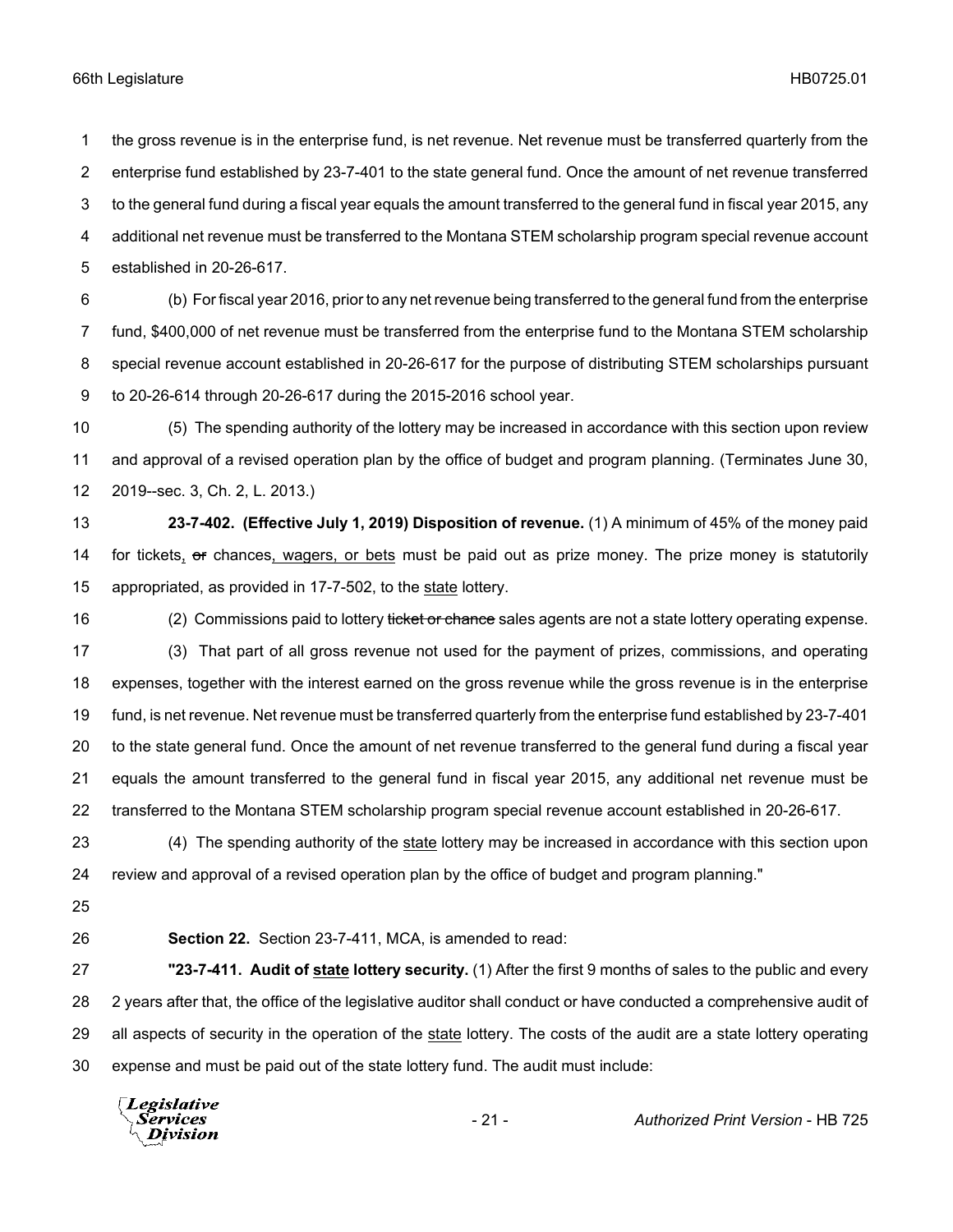the gross revenue is in the enterprise fund, is net revenue. Net revenue must be transferred quarterly from the enterprise fund established by 23-7-401 to the state general fund. Once the amount of net revenue transferred to the general fund during a fiscal year equals the amount transferred to the general fund in fiscal year 2015, any additional net revenue must be transferred to the Montana STEM scholarship program special revenue account established in 20-26-617.

(b) For fiscal year 2016, prior to any net revenue being transferred to the general fund from the enterprise fund, $400,000 of net revenue must be transferred from the enterprise fund to the Montana STEM scholarship special revenue account established in 20-26-617 for the purpose of distributing STEM scholarships pursuant to 20-26-614 through 20-26-617 during the 2015-2016 school year.

(5) The spending authority of the lottery may be increased in accordance with this section upon review and approval of a revised operation plan by the office of budget and program planning. (Terminates June 30, 2019--sec. 3, Ch. 2, L. 2013.)

**23-7-402. (Effective July 1, 2019) Disposition of revenue.** (1) A minimum of 45% of the money paid for tickets, ~~or~~ chances, wagers, or bets must be paid out as prize money. The prize money is statutorily appropriated, as provided in 17-7-502, to the state lottery.

(2) Commissions paid to lottery ~~ticket or chance~~ sales agents are not a state lottery operating expense.

(3) That part of all gross revenue not used for the payment of prizes, commissions, and operating expenses, together with the interest earned on the gross revenue while the gross revenue is in the enterprise fund, is net revenue. Net revenue must be transferred quarterly from the enterprise fund established by 23-7-401 to the state general fund. Once the amount of net revenue transferred to the general fund during a fiscal year equals the amount transferred to the general fund in fiscal year 2015, any additional net revenue must be transferred to the Montana STEM scholarship program special revenue account established in 20-26-617.

(4) The spending authority of the state lottery may be increased in accordance with this section upon review and approval of a revised operation plan by the office of budget and program planning."

**Section 22.** Section 23-7-411, MCA, is amended to read:

**"23-7-411. Audit of state lottery security.** (1) After the first 9 months of sales to the public and every 2 years after that, the office of the legislative auditor shall conduct or have conducted a comprehensive audit of all aspects of security in the operation of the state lottery. The costs of the audit are a state lottery operating expense and must be paid out of the state lottery fund. The audit must include: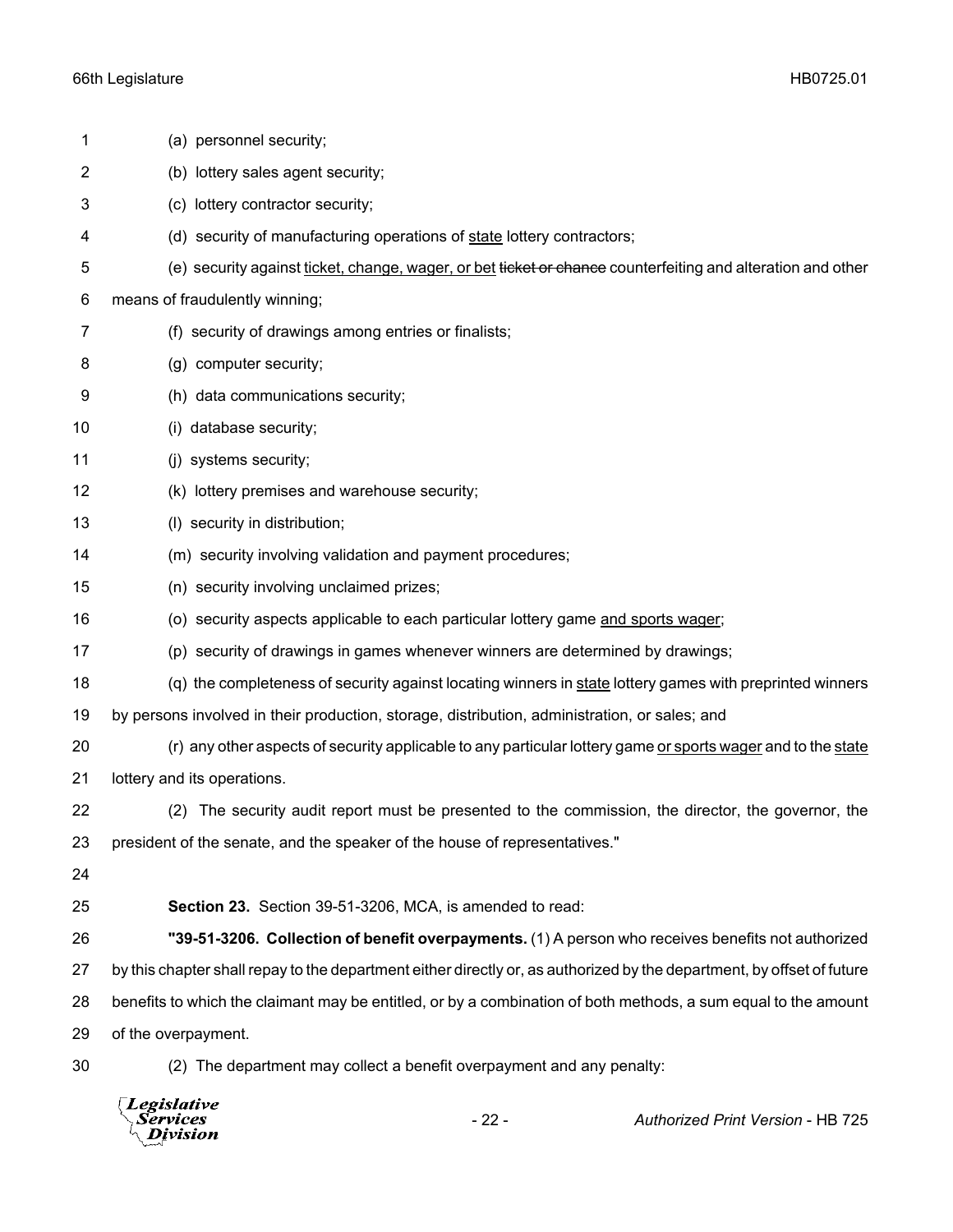(a) personnel security;

(b) lottery sales agent security;

(c) lottery contractor security;

(d) security of manufacturing operations of state lottery contractors;

(e) security against ticket, change, wager, or bet ~~ticket or chance~~ counterfeiting and alteration and other means of fraudulently winning;

(f) security of drawings among entries or finalists;

(g) computer security;

(h) data communications security;

(i) database security;

(j) systems security;

(k) lottery premises and warehouse security;

(l) security in distribution;

(m) security involving validation and payment procedures;

(n) security involving unclaimed prizes;

(o) security aspects applicable to each particular lottery game and sports wager;

(p) security of drawings in games whenever winners are determined by drawings;

(q) the completeness of security against locating winners in state lottery games with preprinted winners by persons involved in their production, storage, distribution, administration, or sales; and

(r) any other aspects of security applicable to any particular lottery game or sports wager and to the state lottery and its operations.

(2) The security audit report must be presented to the commission, the director, the governor, the president of the senate, and the speaker of the house of representatives."

**Section 23.** Section 39-51-3206, MCA, is amended to read:

**"39-51-3206. Collection of benefit overpayments.** (1) A person who receives benefits not authorized by this chapter shall repay to the department either directly or, as authorized by the department, by offset of future benefits to which the claimant may be entitled, or by a combination of both methods, a sum equal to the amount of the overpayment.

(2) The department may collect a benefit overpayment and any penalty: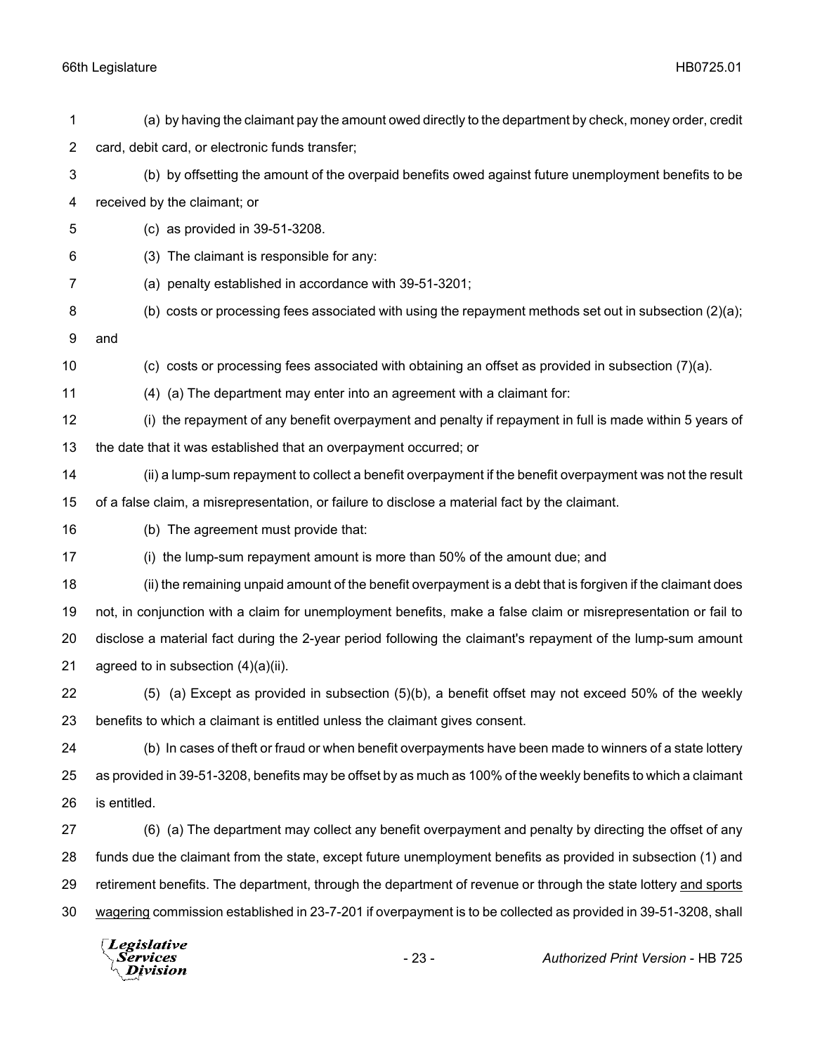(a) by having the claimant pay the amount owed directly to the department by check, money order, credit card, debit card, or electronic funds transfer;

(b) by offsetting the amount of the overpaid benefits owed against future unemployment benefits to be received by the claimant; or

(c) as provided in 39-51-3208.

(3) The claimant is responsible for any:

(a) penalty established in accordance with 39-51-3201;

(b) costs or processing fees associated with using the repayment methods set out in subsection (2)(a); and

(c) costs or processing fees associated with obtaining an offset as provided in subsection (7)(a).

(4) (a) The department may enter into an agreement with a claimant for:

(i) the repayment of any benefit overpayment and penalty if repayment in full is made within 5 years of the date that it was established that an overpayment occurred; or

(ii) a lump-sum repayment to collect a benefit overpayment if the benefit overpayment was not the result of a false claim, a misrepresentation, or failure to disclose a material fact by the claimant.

(b) The agreement must provide that:

(i) the lump-sum repayment amount is more than 50% of the amount due; and

(ii) the remaining unpaid amount of the benefit overpayment is a debt that is forgiven if the claimant does not, in conjunction with a claim for unemployment benefits, make a false claim or misrepresentation or fail to disclose a material fact during the 2-year period following the claimant's repayment of the lump-sum amount agreed to in subsection (4)(a)(ii).

(5) (a) Except as provided in subsection (5)(b), a benefit offset may not exceed 50% of the weekly benefits to which a claimant is entitled unless the claimant gives consent.

(b) In cases of theft or fraud or when benefit overpayments have been made to winners of a state lottery as provided in 39-51-3208, benefits may be offset by as much as 100% of the weekly benefits to which a claimant is entitled.

(6) (a) The department may collect any benefit overpayment and penalty by directing the offset of any funds due the claimant from the state, except future unemployment benefits as provided in subsection (1) and retirement benefits. The department, through the department of revenue or through the state lottery and sports wagering commission established in 23-7-201 if overpayment is to be collected as provided in 39-51-3208, shall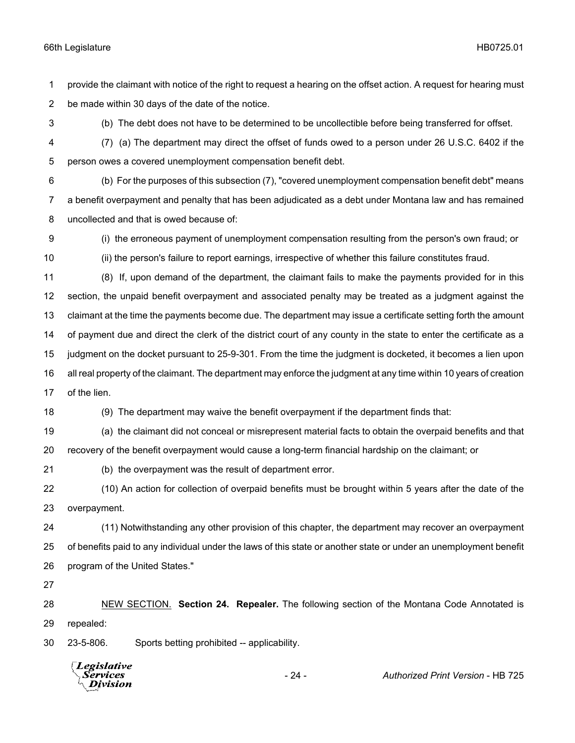provide the claimant with notice of the right to request a hearing on the offset action. A request for hearing must be made within 30 days of the date of the notice.

(b) The debt does not have to be determined to be uncollectible before being transferred for offset.

(7) (a) The department may direct the offset of funds owed to a person under 26 U.S.C. 6402 if the person owes a covered unemployment compensation benefit debt.

(b) For the purposes of this subsection (7), "covered unemployment compensation benefit debt" means a benefit overpayment and penalty that has been adjudicated as a debt under Montana law and has remained uncollected and that is owed because of:

(i) the erroneous payment of unemployment compensation resulting from the person's own fraud; or

(ii) the person's failure to report earnings, irrespective of whether this failure constitutes fraud.

(8) If, upon demand of the department, the claimant fails to make the payments provided for in this section, the unpaid benefit overpayment and associated penalty may be treated as a judgment against the claimant at the time the payments become due. The department may issue a certificate setting forth the amount of payment due and direct the clerk of the district court of any county in the state to enter the certificate as a judgment on the docket pursuant to 25-9-301. From the time the judgment is docketed, it becomes a lien upon all real property of the claimant. The department may enforce the judgment at any time within 10 years of creation of the lien.

(9) The department may waive the benefit overpayment if the department finds that:

(a) the claimant did not conceal or misrepresent material facts to obtain the overpaid benefits and that recovery of the benefit overpayment would cause a long-term financial hardship on the claimant; or

(b) the overpayment was the result of department error.

(10) An action for collection of overpaid benefits must be brought within 5 years after the date of the overpayment.

(11) Notwithstanding any other provision of this chapter, the department may recover an overpayment of benefits paid to any individual under the laws of this state or another state or under an unemployment benefit program of the United States."

NEW SECTION. **Section 24. Repealer.** The following section of the Montana Code Annotated is repealed:

23-5-806. Sports betting prohibited -- applicability.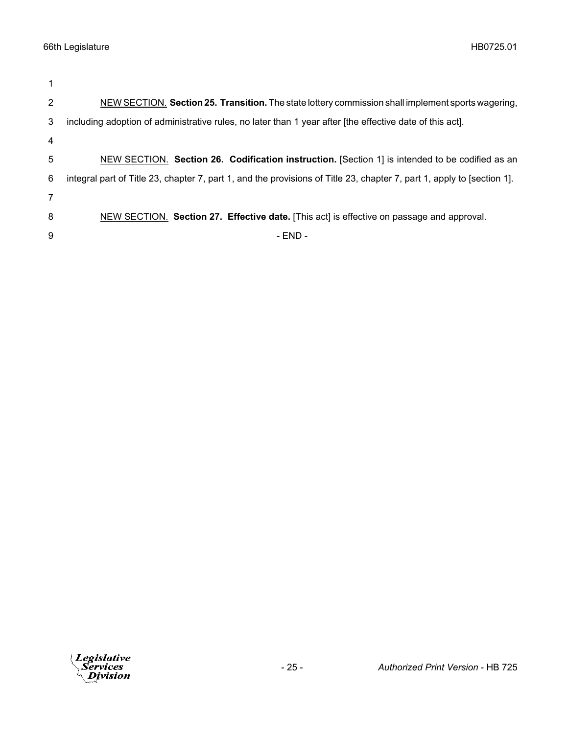NEW SECTION. **Section 25. Transition.** The state lottery commission shall implement sports wagering, including adoption of administrative rules, no later than 1 year after [the effective date of this act].

NEW SECTION. **Section 26. Codification instruction.** [Section 1] is intended to be codified as an integral part of Title 23, chapter 7, part 1, and the provisions of Title 23, chapter 7, part 1, apply to [section 1].

NEW SECTION. **Section 27. Effective date.** [This act] is effective on passage and approval.

\- END -